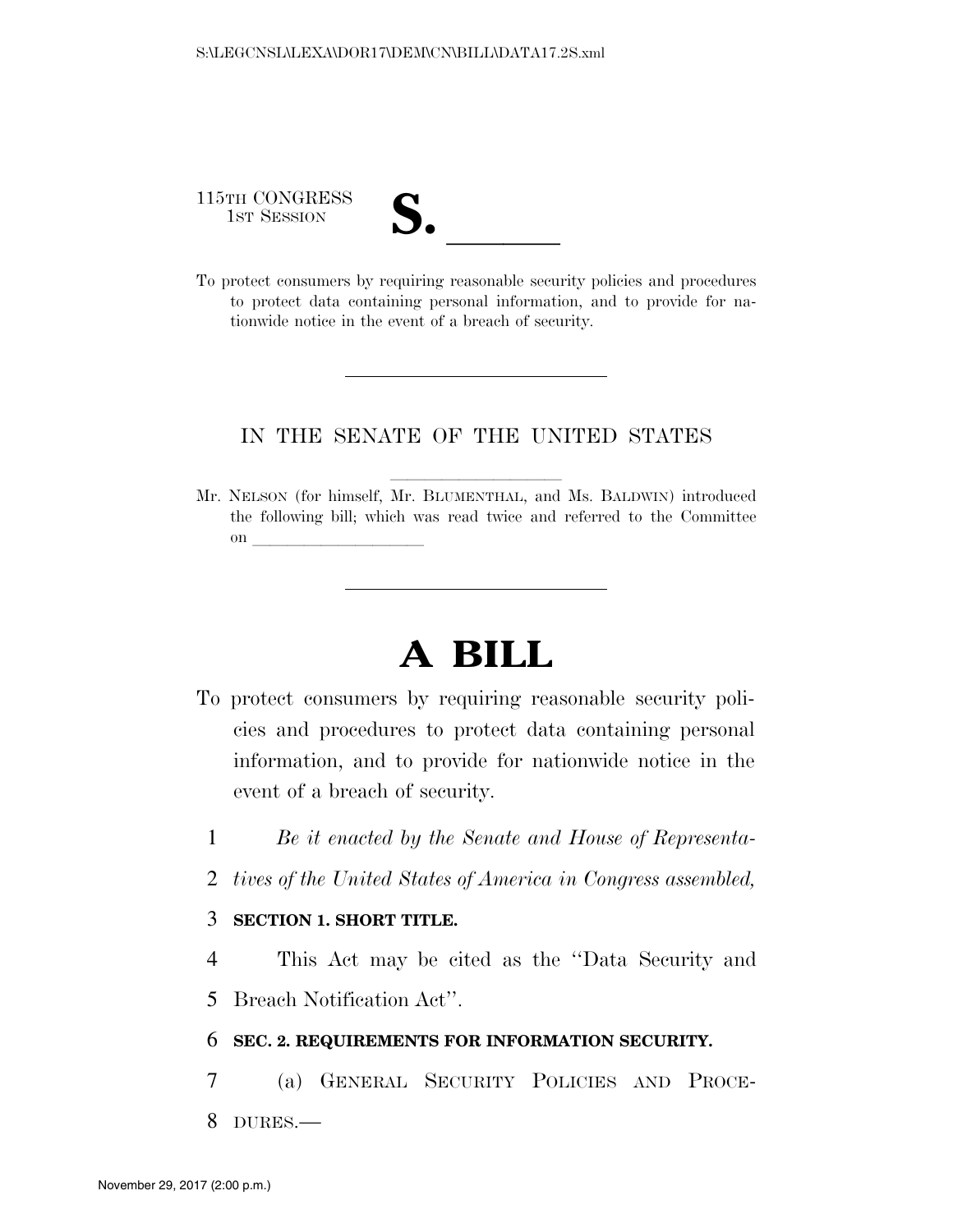115TH CONGRESS
1ST SESSION

# S. ______

To protect consumers by requiring reasonable security policies and procedures to protect data containing personal information, and to provide for nationwide notice in the event of a breach of security.

---

IN THE SENATE OF THE UNITED STATES

Mr. NELSON (for himself, Mr. BLUMENTHAL, and Ms. BALDWIN) introduced the following bill; which was read twice and referred to the Committee on ____________________

---

# A BILL

To protect consumers by requiring reasonable security policies and procedures to protect data containing personal information, and to provide for nationwide notice in the event of a breach of security.

1 *Be it enacted by the Senate and House of Representa-*
2 *tives of the United States of America in Congress assembled,*

3 **SECTION 1. SHORT TITLE.**

4 This Act may be cited as the "Data Security and
5 Breach Notification Act".

6 **SEC. 2. REQUIREMENTS FOR INFORMATION SECURITY.**

7 (a) GENERAL SECURITY POLICIES AND PROCE-
8 DURES.—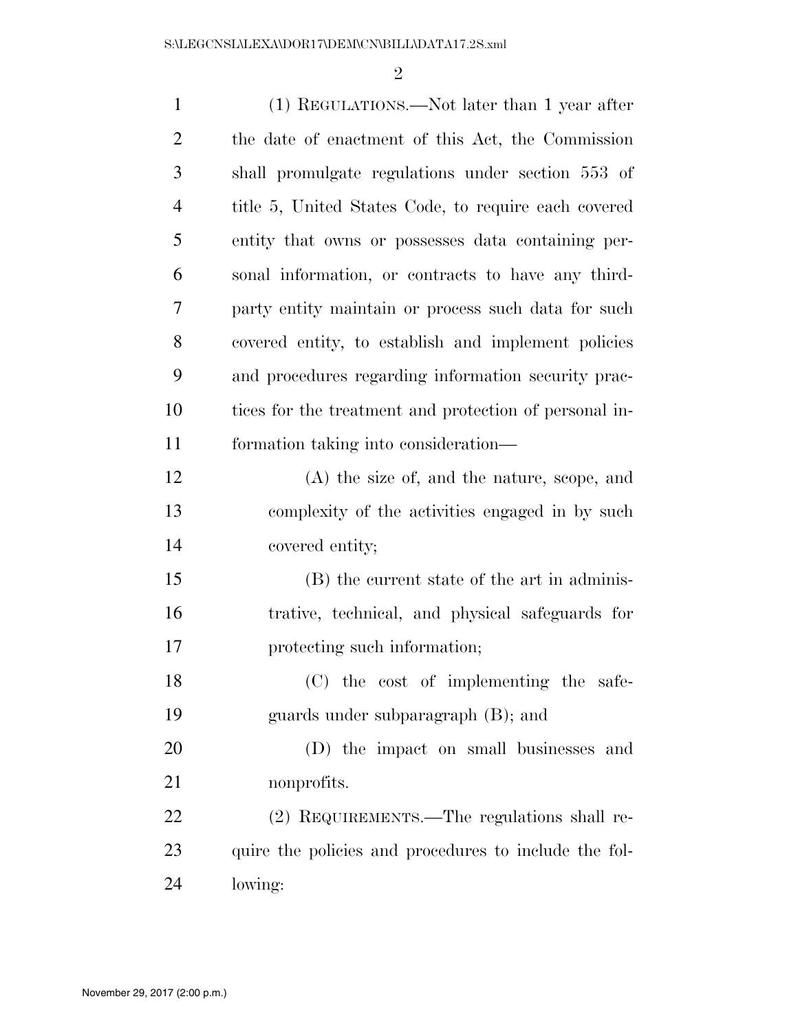(1) REGULATIONS.—Not later than 1 year after the date of enactment of this Act, the Commission shall promulgate regulations under section 553 of title 5, United States Code, to require each covered entity that owns or possesses data containing personal information, or contracts to have any third-party entity maintain or process such data for such covered entity, to establish and implement policies and procedures regarding information security practices for the treatment and protection of personal information taking into consideration—

(A) the size of, and the nature, scope, and complexity of the activities engaged in by such covered entity;

(B) the current state of the art in administrative, technical, and physical safeguards for protecting such information;

(C) the cost of implementing the safeguards under subparagraph (B); and

(D) the impact on small businesses and nonprofits.

(2) REQUIREMENTS.—The regulations shall require the policies and procedures to include the following: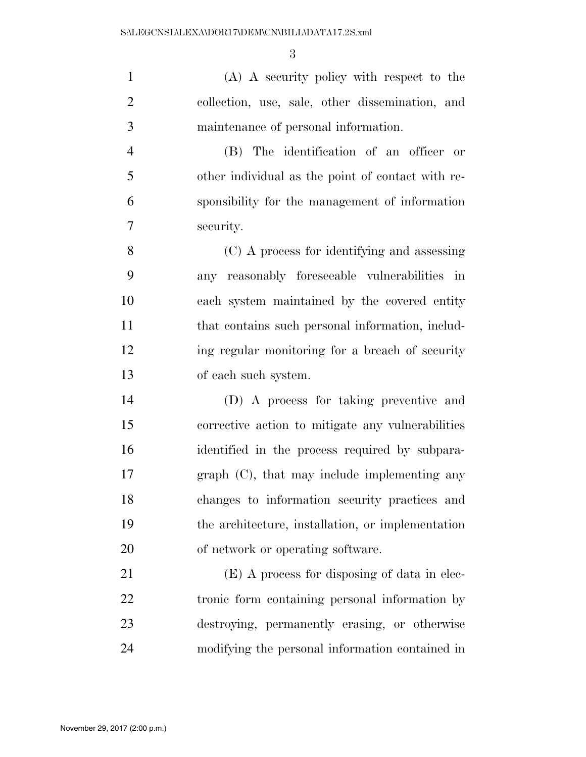(A) A security policy with respect to the collection, use, sale, other dissemination, and maintenance of personal information.

(B) The identification of an officer or other individual as the point of contact with responsibility for the management of information security.

(C) A process for identifying and assessing any reasonably foreseeable vulnerabilities in each system maintained by the covered entity that contains such personal information, including regular monitoring for a breach of security of each such system.

(D) A process for taking preventive and corrective action to mitigate any vulnerabilities identified in the process required by subparagraph (C), that may include implementing any changes to information security practices and the architecture, installation, or implementation of network or operating software.

(E) A process for disposing of data in electronic form containing personal information by destroying, permanently erasing, or otherwise modifying the personal information contained in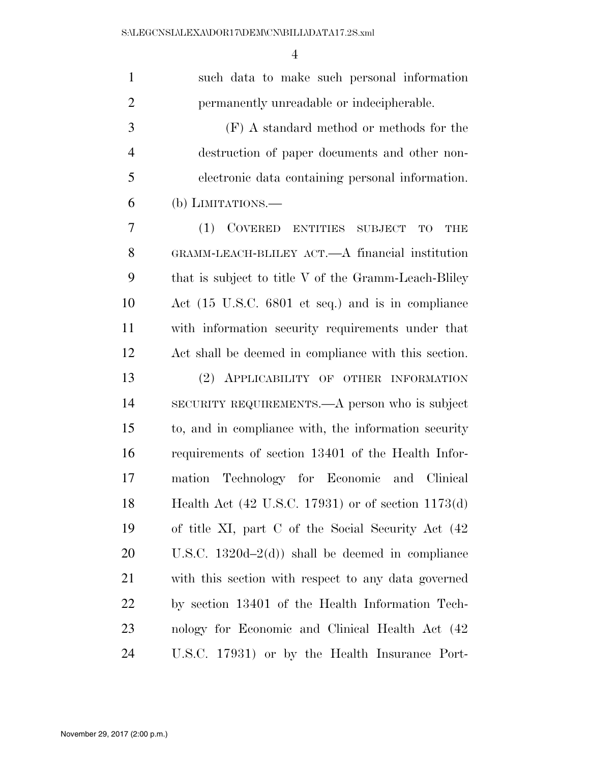such data to make such personal information permanently unreadable or indecipherable.

(F) A standard method or methods for the destruction of paper documents and other non-electronic data containing personal information.

(b) LIMITATIONS.—

(1) COVERED ENTITIES SUBJECT TO THE GRAMM-LEACH-BLILEY ACT.—A financial institution that is subject to title V of the Gramm-Leach-Bliley Act (15 U.S.C. 6801 et seq.) and is in compliance with information security requirements under that Act shall be deemed in compliance with this section.

(2) APPLICABILITY OF OTHER INFORMATION SECURITY REQUIREMENTS.—A person who is subject to, and in compliance with, the information security requirements of section 13401 of the Health Information Technology for Economic and Clinical Health Act (42 U.S.C. 17931) or of section 1173(d) of title XI, part C of the Social Security Act (42 U.S.C. 1320d–2(d)) shall be deemed in compliance with this section with respect to any data governed by section 13401 of the Health Information Technology for Economic and Clinical Health Act (42 U.S.C. 17931) or by the Health Insurance Port-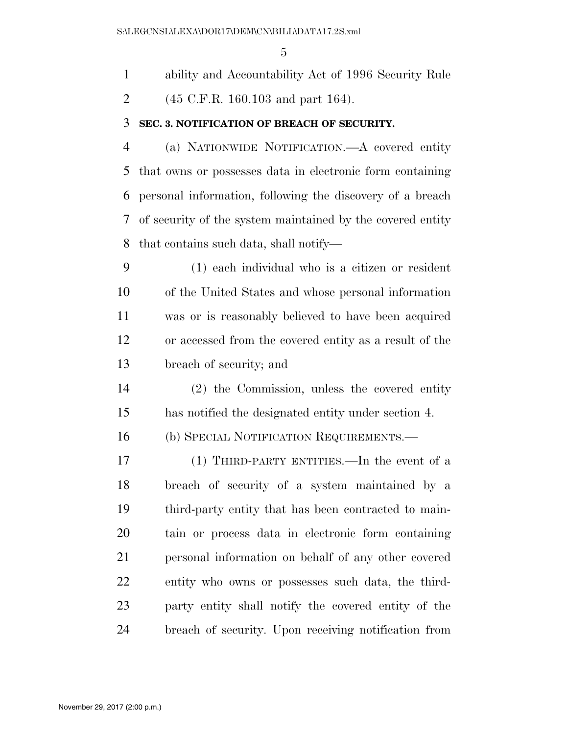ability and Accountability Act of 1996 Security Rule (45 C.F.R. 160.103 and part 164).

**SEC. 3. NOTIFICATION OF BREACH OF SECURITY.**

(a) NATIONWIDE NOTIFICATION.—A covered entity that owns or possesses data in electronic form containing personal information, following the discovery of a breach of security of the system maintained by the covered entity that contains such data, shall notify—

(1) each individual who is a citizen or resident of the United States and whose personal information was or is reasonably believed to have been acquired or accessed from the covered entity as a result of the breach of security; and

(2) the Commission, unless the covered entity has notified the designated entity under section 4.

(b) SPECIAL NOTIFICATION REQUIREMENTS.—

(1) THIRD-PARTY ENTITIES.—In the event of a breach of security of a system maintained by a third-party entity that has been contracted to maintain or process data in electronic form containing personal information on behalf of any other covered entity who owns or possesses such data, the third-party entity shall notify the covered entity of the breach of security. Upon receiving notification from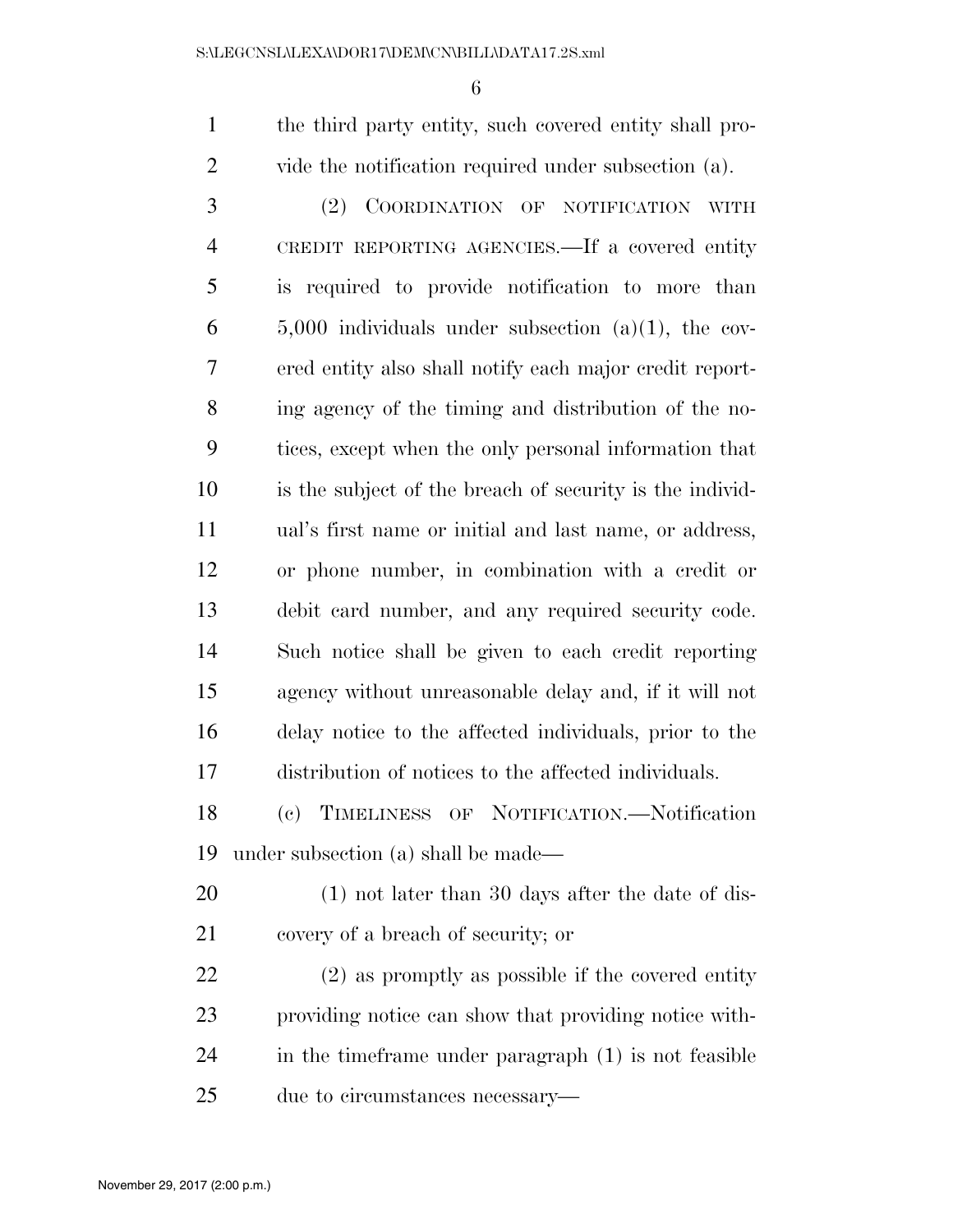the third party entity, such covered entity shall provide the notification required under subsection (a).

(2) COORDINATION OF NOTIFICATION WITH CREDIT REPORTING AGENCIES.—If a covered entity is required to provide notification to more than 5,000 individuals under subsection (a)(1), the covered entity also shall notify each major credit reporting agency of the timing and distribution of the notices, except when the only personal information that is the subject of the breach of security is the individual's first name or initial and last name, or address, or phone number, in combination with a credit or debit card number, and any required security code. Such notice shall be given to each credit reporting agency without unreasonable delay and, if it will not delay notice to the affected individuals, prior to the distribution of notices to the affected individuals.

(c) TIMELINESS OF NOTIFICATION.—Notification under subsection (a) shall be made—

(1) not later than 30 days after the date of discovery of a breach of security; or

(2) as promptly as possible if the covered entity providing notice can show that providing notice within the timeframe under paragraph (1) is not feasible due to circumstances necessary—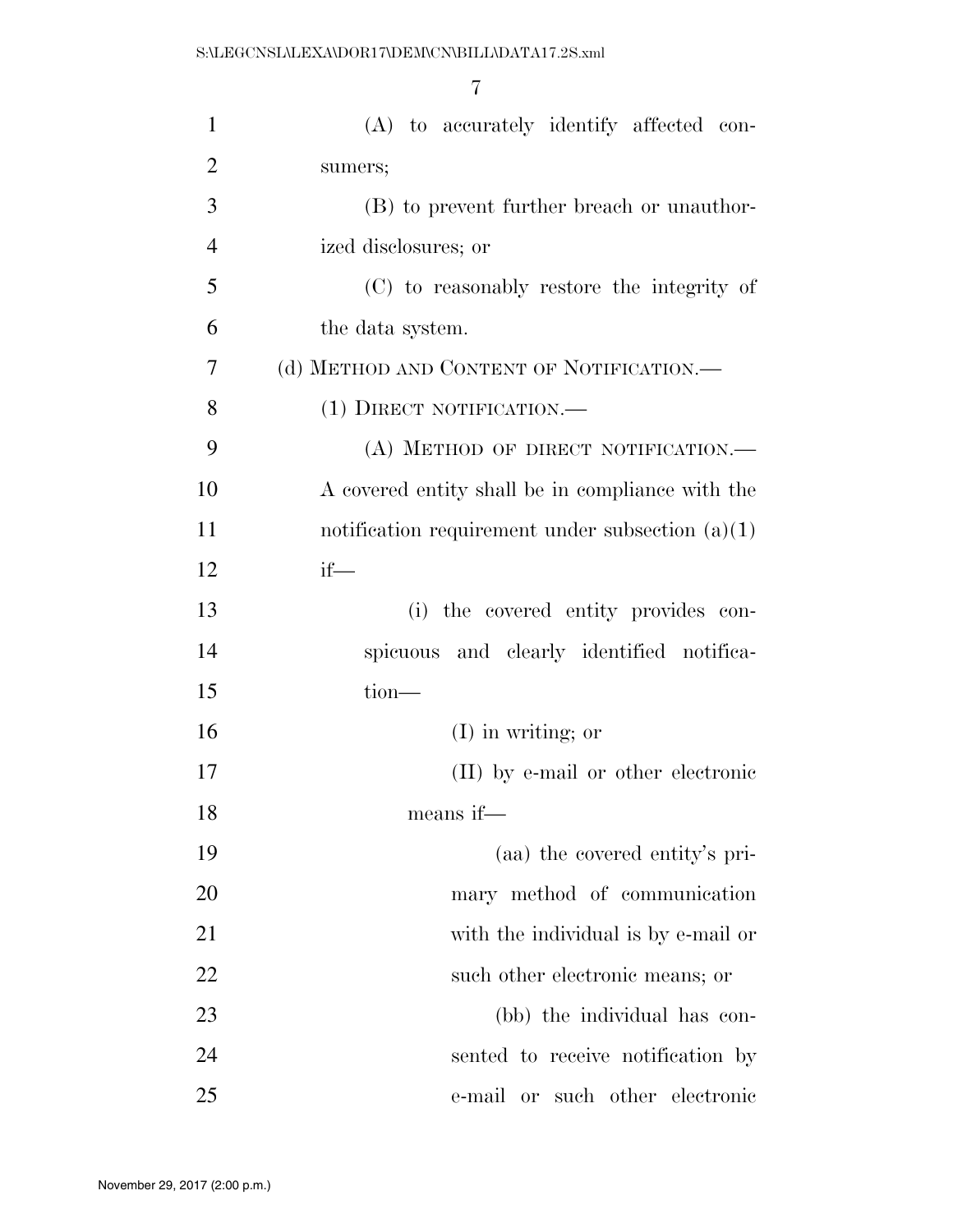(A) to accurately identify affected consumers;

(B) to prevent further breach or unauthorized disclosures; or

(C) to reasonably restore the integrity of the data system.

(d) METHOD AND CONTENT OF NOTIFICATION.—

(1) DIRECT NOTIFICATION.—

(A) METHOD OF DIRECT NOTIFICATION.— A covered entity shall be in compliance with the notification requirement under subsection (a)(1) if—

(i) the covered entity provides conspicuous and clearly identified notification—

(I) in writing; or

(II) by e-mail or other electronic means if—

(aa) the covered entity's primary method of communication with the individual is by e-mail or such other electronic means; or

(bb) the individual has consented to receive notification by e-mail or such other electronic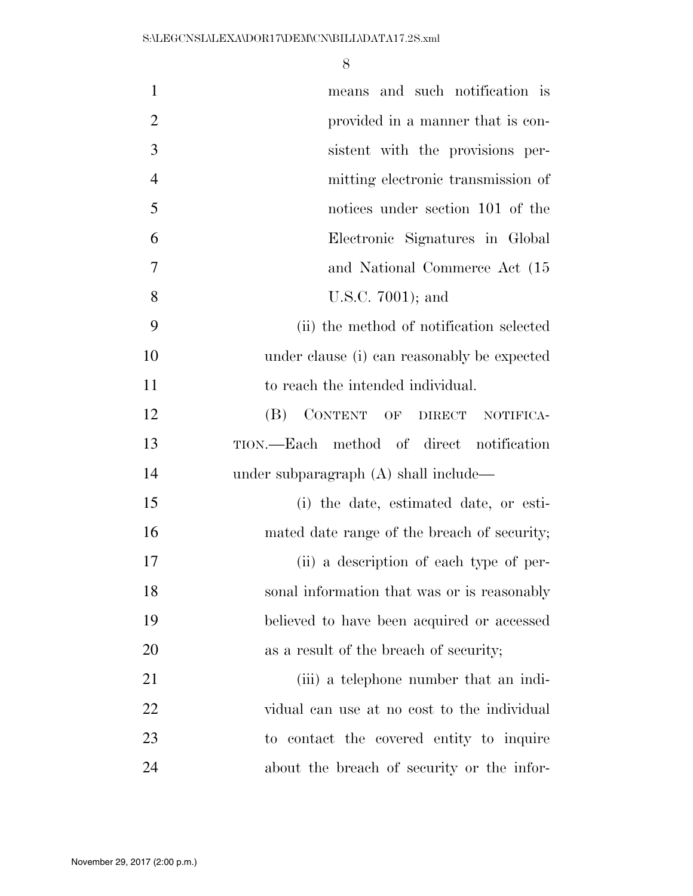means and such notification is provided in a manner that is consistent with the provisions permitting electronic transmission of notices under section 101 of the Electronic Signatures in Global and National Commerce Act (15 U.S.C. 7001); and

(ii) the method of notification selected under clause (i) can reasonably be expected to reach the intended individual.

(B) CONTENT OF DIRECT NOTIFICATION.—Each method of direct notification under subparagraph (A) shall include—

(i) the date, estimated date, or estimated date range of the breach of security;

(ii) a description of each type of personal information that was or is reasonably believed to have been acquired or accessed as a result of the breach of security;

(iii) a telephone number that an individual can use at no cost to the individual to contact the covered entity to inquire about the breach of security or the infor-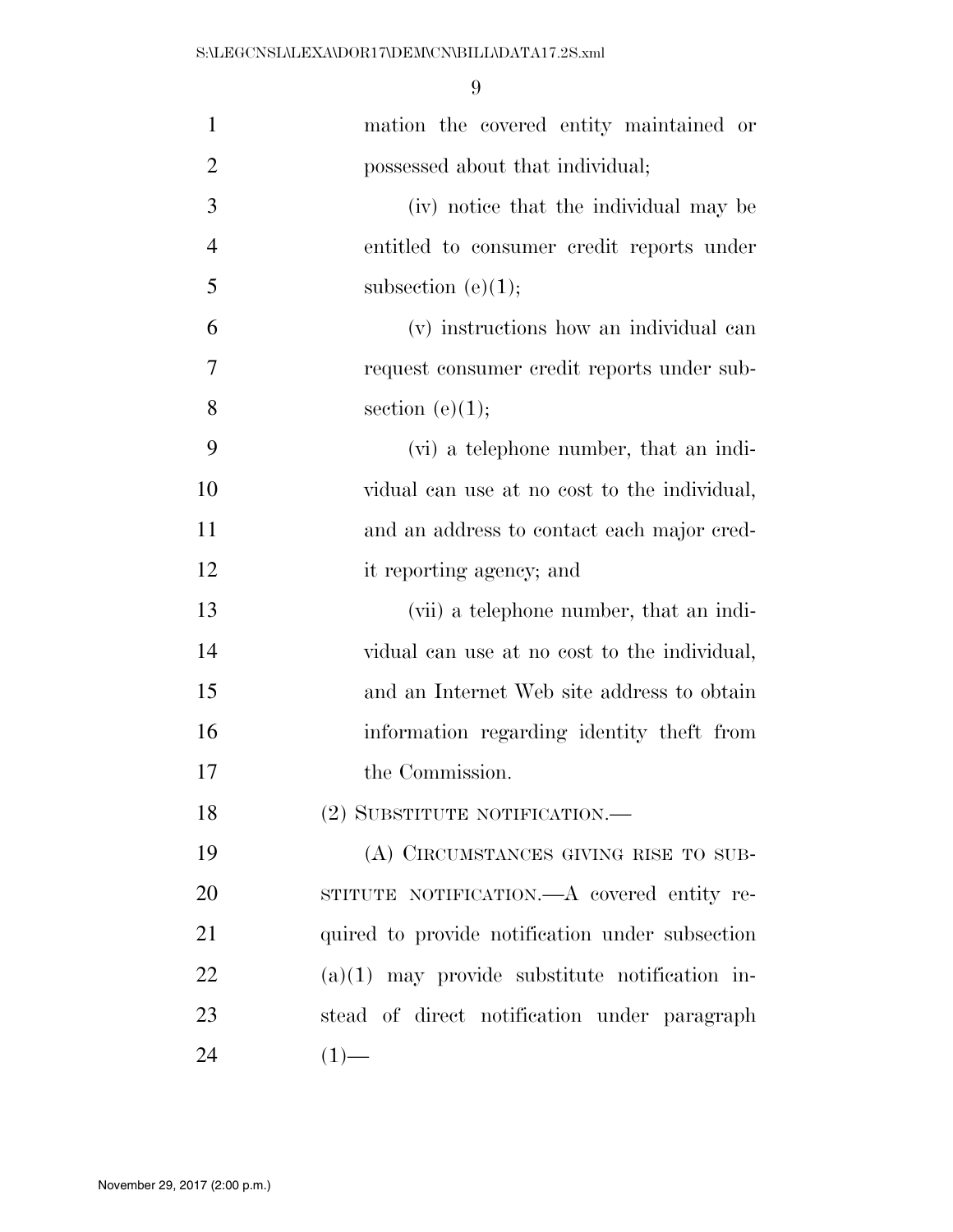mation the covered entity maintained or possessed about that individual;

(iv) notice that the individual may be entitled to consumer credit reports under subsection (e)(1);

(v) instructions how an individual can request consumer credit reports under subsection (e)(1);

(vi) a telephone number, that an individual can use at no cost to the individual, and an address to contact each major credit reporting agency; and

(vii) a telephone number, that an individual can use at no cost to the individual, and an Internet Web site address to obtain information regarding identity theft from the Commission.

(2) SUBSTITUTE NOTIFICATION.—

(A) CIRCUMSTANCES GIVING RISE TO SUBSTITUTE NOTIFICATION.—A covered entity required to provide notification under subsection (a)(1) may provide substitute notification instead of direct notification under paragraph (1)—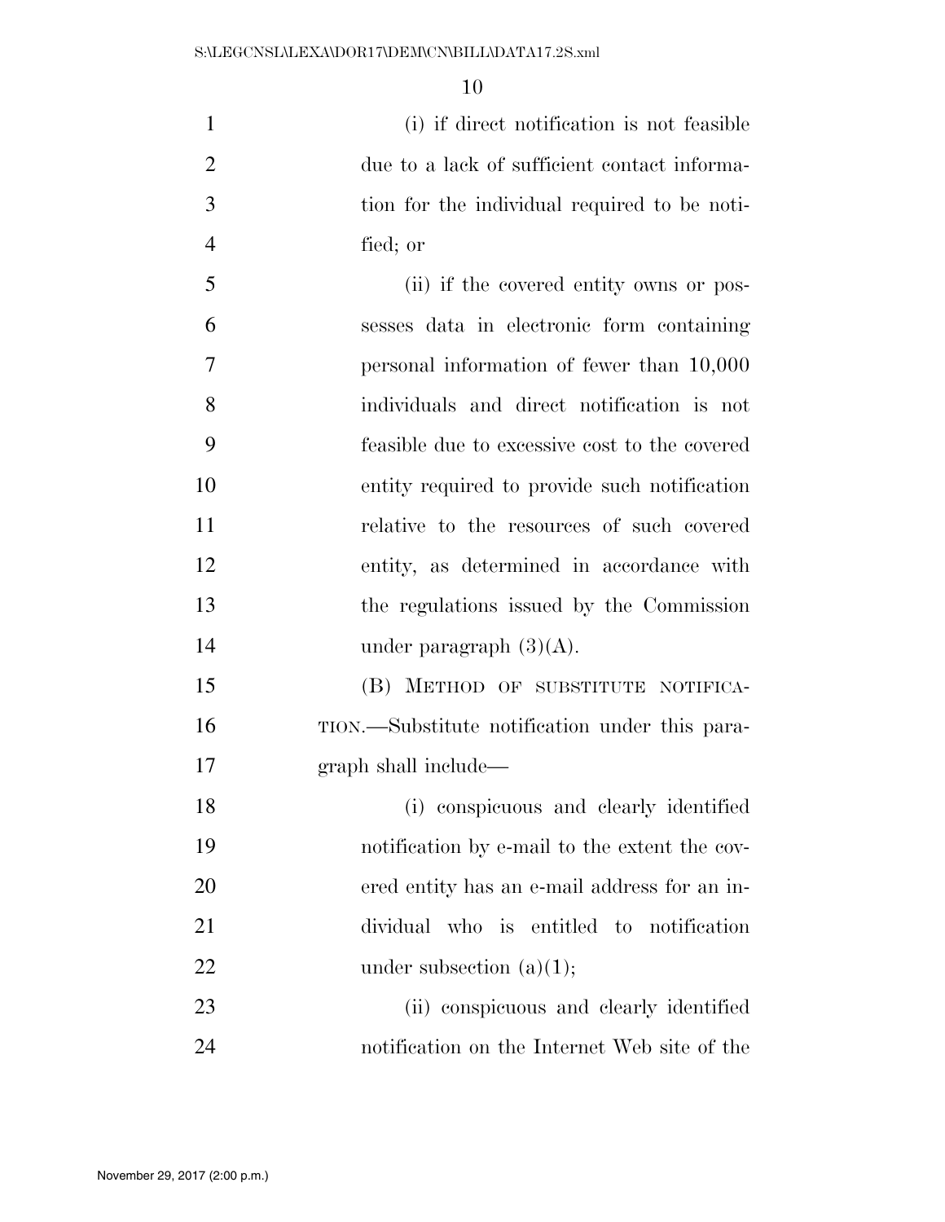(i) if direct notification is not feasible due to a lack of sufficient contact information for the individual required to be notified; or

(ii) if the covered entity owns or possesses data in electronic form containing personal information of fewer than 10,000 individuals and direct notification is not feasible due to excessive cost to the covered entity required to provide such notification relative to the resources of such covered entity, as determined in accordance with the regulations issued by the Commission under paragraph (3)(A).

(B) METHOD OF SUBSTITUTE NOTIFICATION.—Substitute notification under this paragraph shall include—

(i) conspicuous and clearly identified notification by e-mail to the extent the covered entity has an e-mail address for an individual who is entitled to notification under subsection (a)(1);

(ii) conspicuous and clearly identified notification on the Internet Web site of the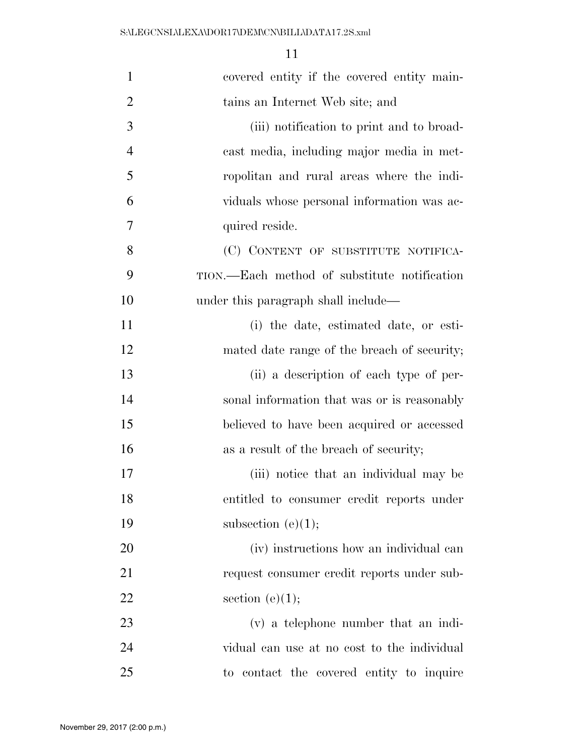covered entity if the covered entity maintains an Internet Web site; and

(iii) notification to print and to broadcast media, including major media in metropolitan and rural areas where the individuals whose personal information was acquired reside.

(C) CONTENT OF SUBSTITUTE NOTIFICATION.—Each method of substitute notification under this paragraph shall include—

(i) the date, estimated date, or estimated date range of the breach of security;

(ii) a description of each type of personal information that was or is reasonably believed to have been acquired or accessed as a result of the breach of security;

(iii) notice that an individual may be entitled to consumer credit reports under subsection (e)(1);

(iv) instructions how an individual can request consumer credit reports under subsection (e)(1);

(v) a telephone number that an individual can use at no cost to the individual to contact the covered entity to inquire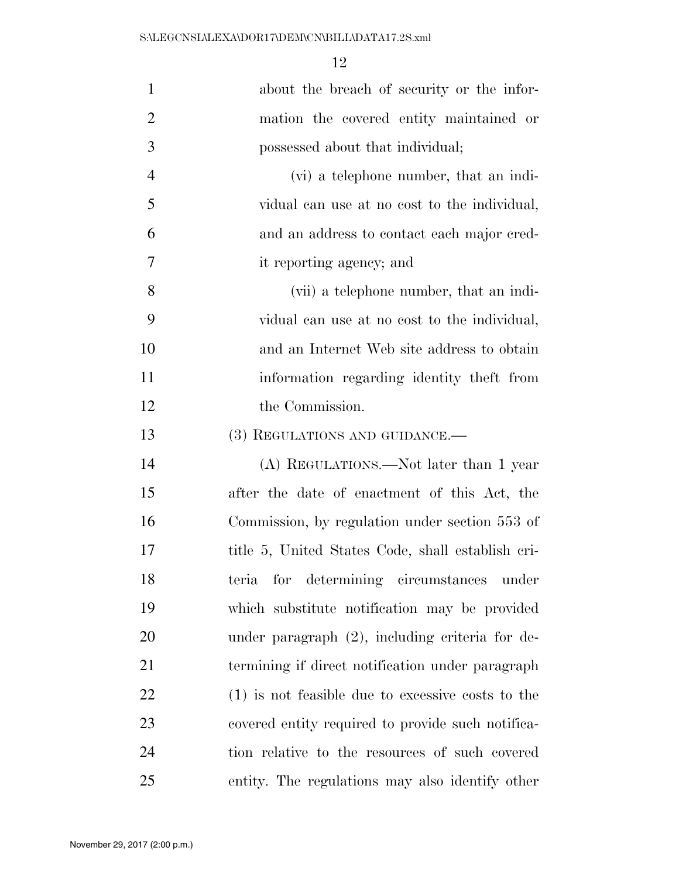about the breach of security or the information the covered entity maintained or possessed about that individual;

(vi) a telephone number, that an individual can use at no cost to the individual, and an address to contact each major credit reporting agency; and

(vii) a telephone number, that an individual can use at no cost to the individual, and an Internet Web site address to obtain information regarding identity theft from the Commission.

(3) REGULATIONS AND GUIDANCE.—

(A) REGULATIONS.—Not later than 1 year after the date of enactment of this Act, the Commission, by regulation under section 553 of title 5, United States Code, shall establish criteria for determining circumstances under which substitute notification may be provided under paragraph (2), including criteria for determining if direct notification under paragraph (1) is not feasible due to excessive costs to the covered entity required to provide such notification relative to the resources of such covered entity. The regulations may also identify other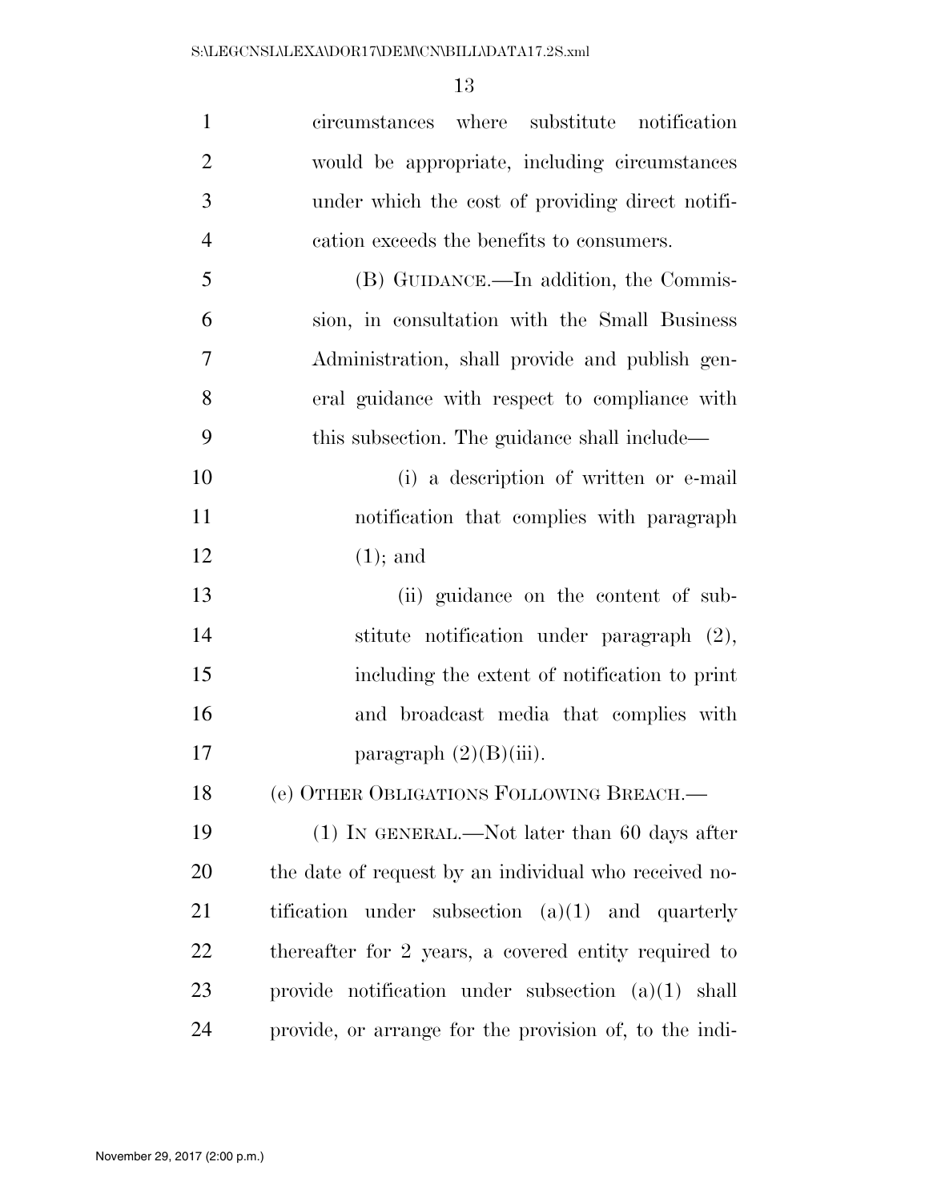circumstances where substitute notification would be appropriate, including circumstances under which the cost of providing direct notification exceeds the benefits to consumers.

(B) GUIDANCE.—In addition, the Commission, in consultation with the Small Business Administration, shall provide and publish general guidance with respect to compliance with this subsection. The guidance shall include—

(i) a description of written or e-mail notification that complies with paragraph (1); and

(ii) guidance on the content of substitute notification under paragraph (2), including the extent of notification to print and broadcast media that complies with paragraph (2)(B)(iii).

(e) OTHER OBLIGATIONS FOLLOWING BREACH.—

(1) IN GENERAL.—Not later than 60 days after the date of request by an individual who received notification under subsection (a)(1) and quarterly thereafter for 2 years, a covered entity required to provide notification under subsection (a)(1) shall provide, or arrange for the provision of, to the indi-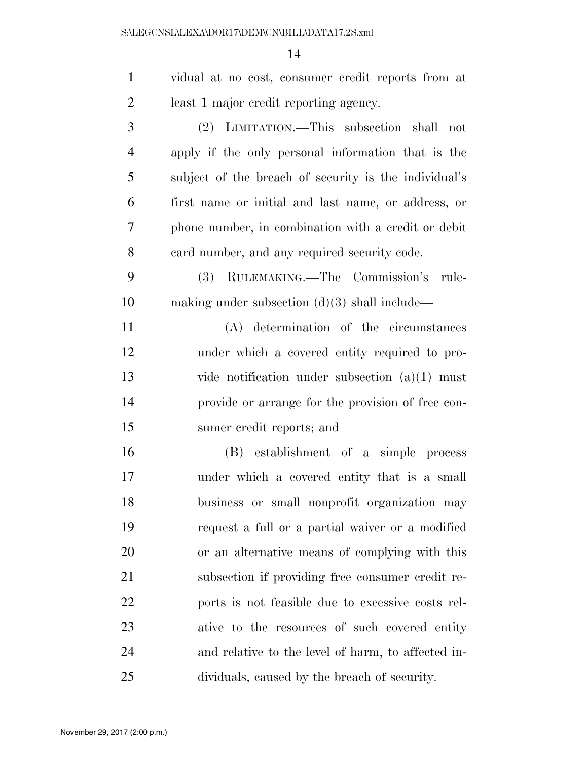vidual at no cost, consumer credit reports from at least 1 major credit reporting agency.

(2) LIMITATION.—This subsection shall not apply if the only personal information that is the subject of the breach of security is the individual's first name or initial and last name, or address, or phone number, in combination with a credit or debit card number, and any required security code.

(3) RULEMAKING.—The Commission's rulemaking under subsection (d)(3) shall include—

(A) determination of the circumstances under which a covered entity required to provide notification under subsection (a)(1) must provide or arrange for the provision of free consumer credit reports; and

(B) establishment of a simple process under which a covered entity that is a small business or small nonprofit organization may request a full or a partial waiver or a modified or an alternative means of complying with this subsection if providing free consumer credit reports is not feasible due to excessive costs relative to the resources of such covered entity and relative to the level of harm, to affected individuals, caused by the breach of security.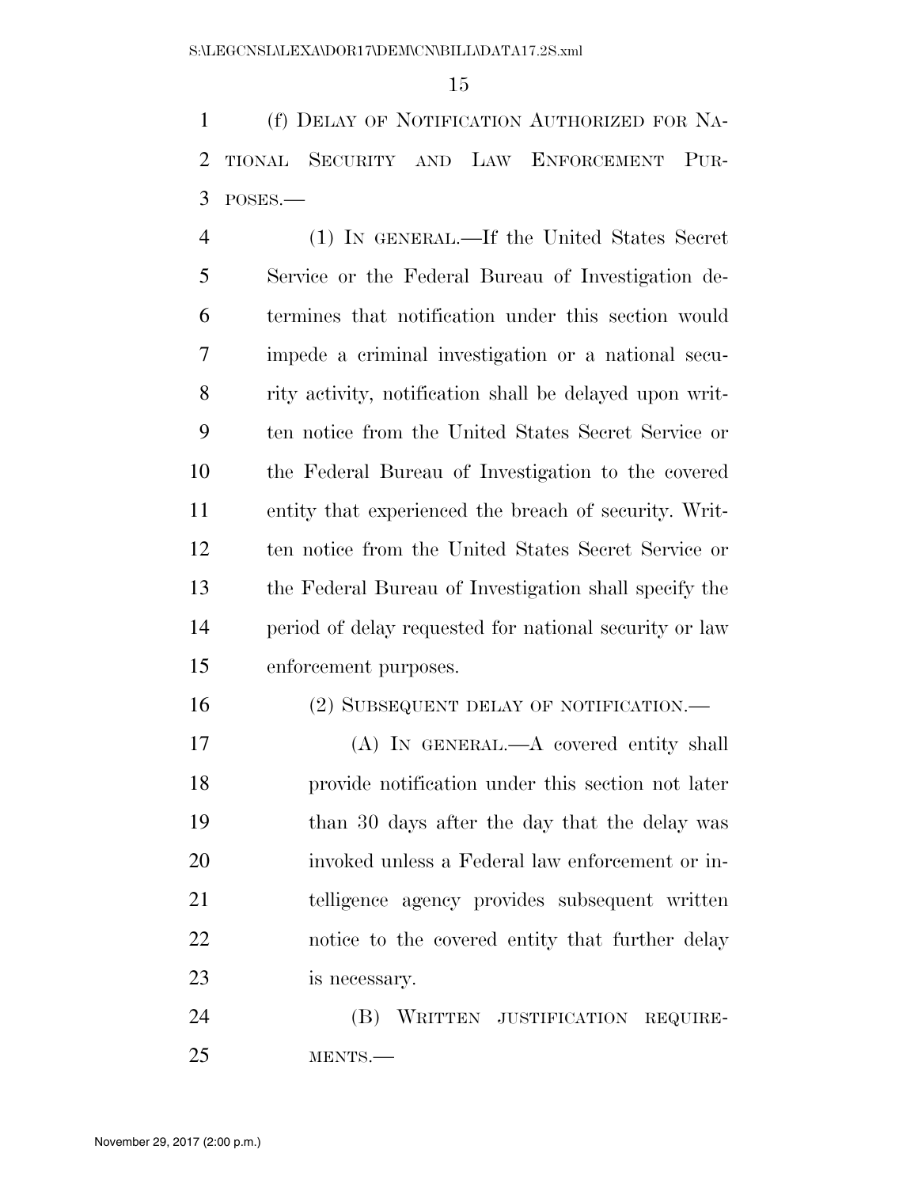(f) DELAY OF NOTIFICATION AUTHORIZED FOR NATIONAL SECURITY AND LAW ENFORCEMENT PURPOSES.—

(1) IN GENERAL.—If the United States Secret Service or the Federal Bureau of Investigation determines that notification under this section would impede a criminal investigation or a national security activity, notification shall be delayed upon written notice from the United States Secret Service or the Federal Bureau of Investigation to the covered entity that experienced the breach of security. Written notice from the United States Secret Service or the Federal Bureau of Investigation shall specify the period of delay requested for national security or law enforcement purposes.

(2) SUBSEQUENT DELAY OF NOTIFICATION.—

(A) IN GENERAL.—A covered entity shall provide notification under this section not later than 30 days after the day that the delay was invoked unless a Federal law enforcement or intelligence agency provides subsequent written notice to the covered entity that further delay is necessary.

(B) WRITTEN JUSTIFICATION REQUIREMENTS.—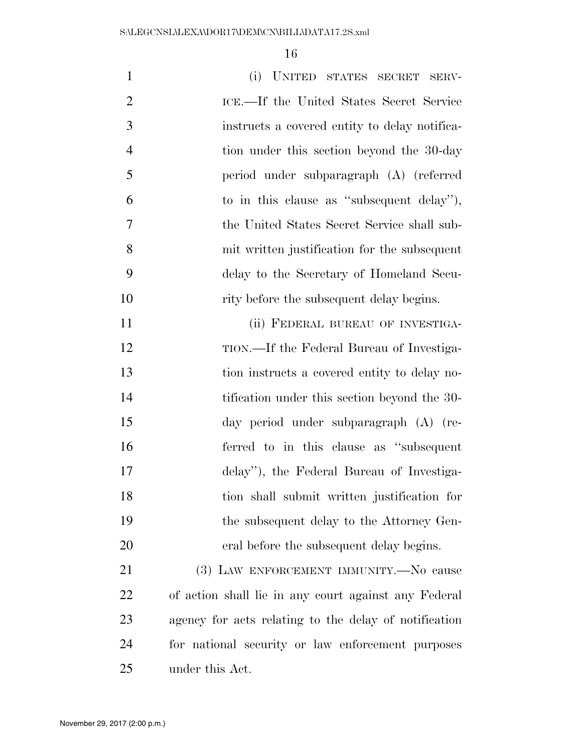(i) UNITED STATES SECRET SERVICE.—If the United States Secret Service instructs a covered entity to delay notification under this section beyond the 30-day period under subparagraph (A) (referred to in this clause as "subsequent delay"), the United States Secret Service shall submit written justification for the subsequent delay to the Secretary of Homeland Security before the subsequent delay begins.

(ii) FEDERAL BUREAU OF INVESTIGATION.—If the Federal Bureau of Investigation instructs a covered entity to delay notification under this section beyond the 30-day period under subparagraph (A) (referred to in this clause as "subsequent delay"), the Federal Bureau of Investigation shall submit written justification for the subsequent delay to the Attorney General before the subsequent delay begins.

(3) LAW ENFORCEMENT IMMUNITY.—No cause of action shall lie in any court against any Federal agency for acts relating to the delay of notification for national security or law enforcement purposes under this Act.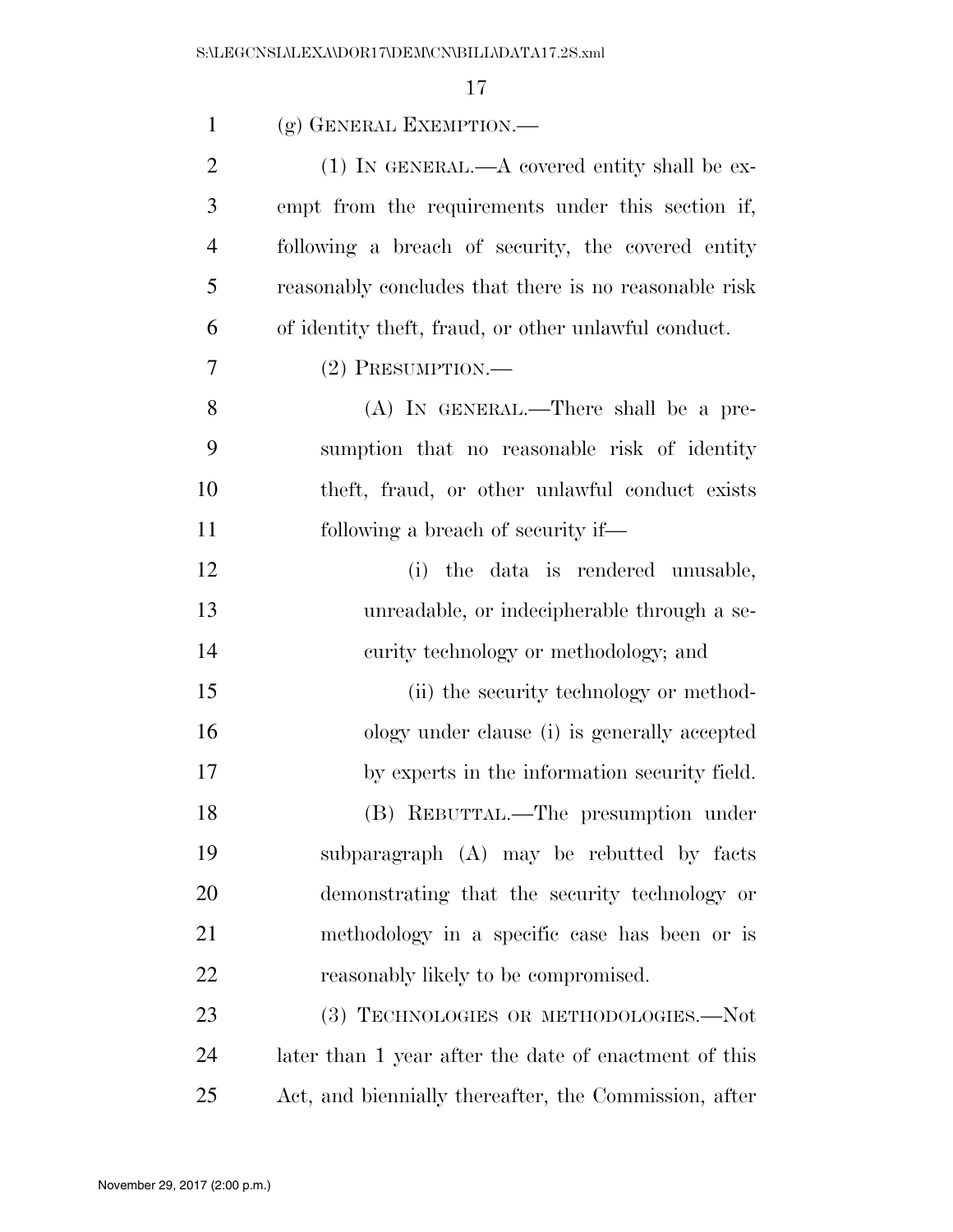(g) GENERAL EXEMPTION.—

(1) IN GENERAL.—A covered entity shall be exempt from the requirements under this section if, following a breach of security, the covered entity reasonably concludes that there is no reasonable risk of identity theft, fraud, or other unlawful conduct.

(2) PRESUMPTION.—

(A) IN GENERAL.—There shall be a presumption that no reasonable risk of identity theft, fraud, or other unlawful conduct exists following a breach of security if—

(i) the data is rendered unusable, unreadable, or indecipherable through a security technology or methodology; and

(ii) the security technology or methodology under clause (i) is generally accepted by experts in the information security field.

(B) REBUTTAL.—The presumption under subparagraph (A) may be rebutted by facts demonstrating that the security technology or methodology in a specific case has been or is reasonably likely to be compromised.

(3) TECHNOLOGIES OR METHODOLOGIES.—Not later than 1 year after the date of enactment of this Act, and biennially thereafter, the Commission, after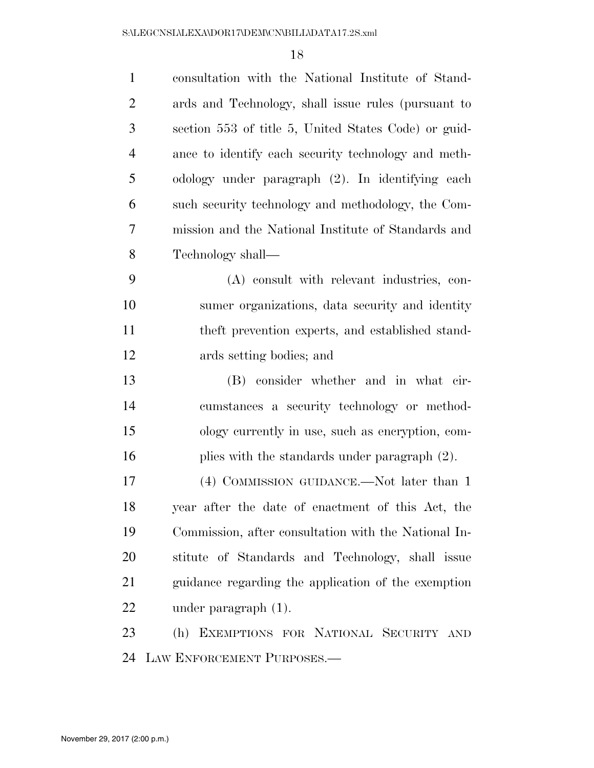consultation with the National Institute of Standards and Technology, shall issue rules (pursuant to section 553 of title 5, United States Code) or guidance to identify each security technology and methodology under paragraph (2). In identifying each such security technology and methodology, the Commission and the National Institute of Standards and Technology shall—

(A) consult with relevant industries, consumer organizations, data security and identity theft prevention experts, and established standards setting bodies; and

(B) consider whether and in what circumstances a security technology or methodology currently in use, such as encryption, complies with the standards under paragraph (2).

(4) COMMISSION GUIDANCE.—Not later than 1 year after the date of enactment of this Act, the Commission, after consultation with the National Institute of Standards and Technology, shall issue guidance regarding the application of the exemption under paragraph (1).

(h) EXEMPTIONS FOR NATIONAL SECURITY AND LAW ENFORCEMENT PURPOSES.—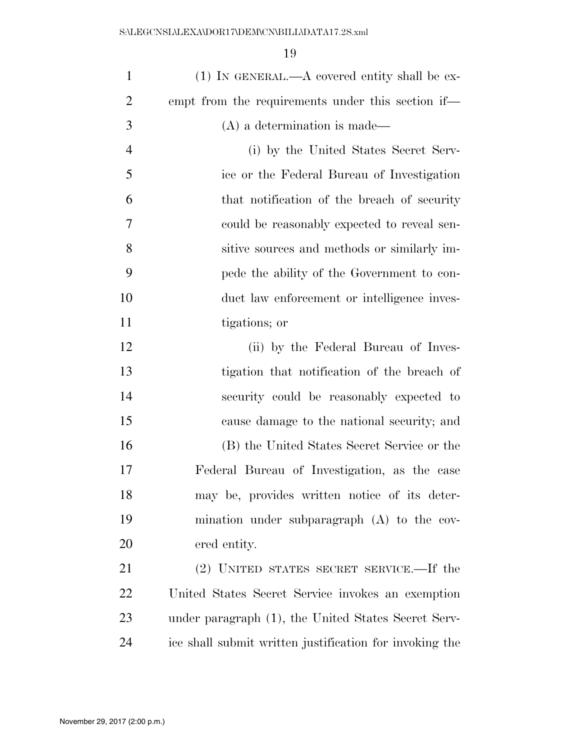(1) IN GENERAL.—A covered entity shall be exempt from the requirements under this section if—

(A) a determination is made—

(i) by the United States Secret Service or the Federal Bureau of Investigation that notification of the breach of security could be reasonably expected to reveal sensitive sources and methods or similarly impede the ability of the Government to conduct law enforcement or intelligence investigations; or

(ii) by the Federal Bureau of Investigation that notification of the breach of security could be reasonably expected to cause damage to the national security; and

(B) the United States Secret Service or the Federal Bureau of Investigation, as the case may be, provides written notice of its determination under subparagraph (A) to the covered entity.

(2) UNITED STATES SECRET SERVICE.—If the United States Secret Service invokes an exemption under paragraph (1), the United States Secret Service shall submit written justification for invoking the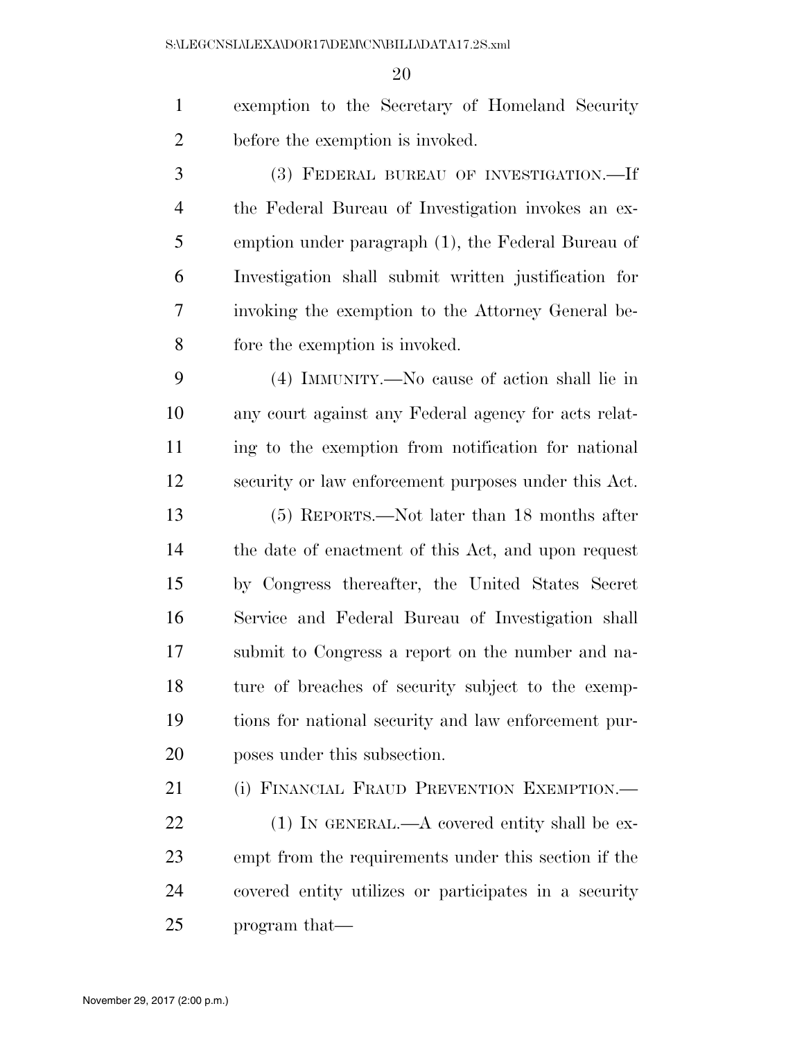exemption to the Secretary of Homeland Security before the exemption is invoked.

(3) FEDERAL BUREAU OF INVESTIGATION.—If the Federal Bureau of Investigation invokes an exemption under paragraph (1), the Federal Bureau of Investigation shall submit written justification for invoking the exemption to the Attorney General before the exemption is invoked.

(4) IMMUNITY.—No cause of action shall lie in any court against any Federal agency for acts relating to the exemption from notification for national security or law enforcement purposes under this Act.

(5) REPORTS.—Not later than 18 months after the date of enactment of this Act, and upon request by Congress thereafter, the United States Secret Service and Federal Bureau of Investigation shall submit to Congress a report on the number and nature of breaches of security subject to the exemptions for national security and law enforcement purposes under this subsection.

(i) FINANCIAL FRAUD PREVENTION EXEMPTION.—

(1) IN GENERAL.—A covered entity shall be exempt from the requirements under this section if the covered entity utilizes or participates in a security program that—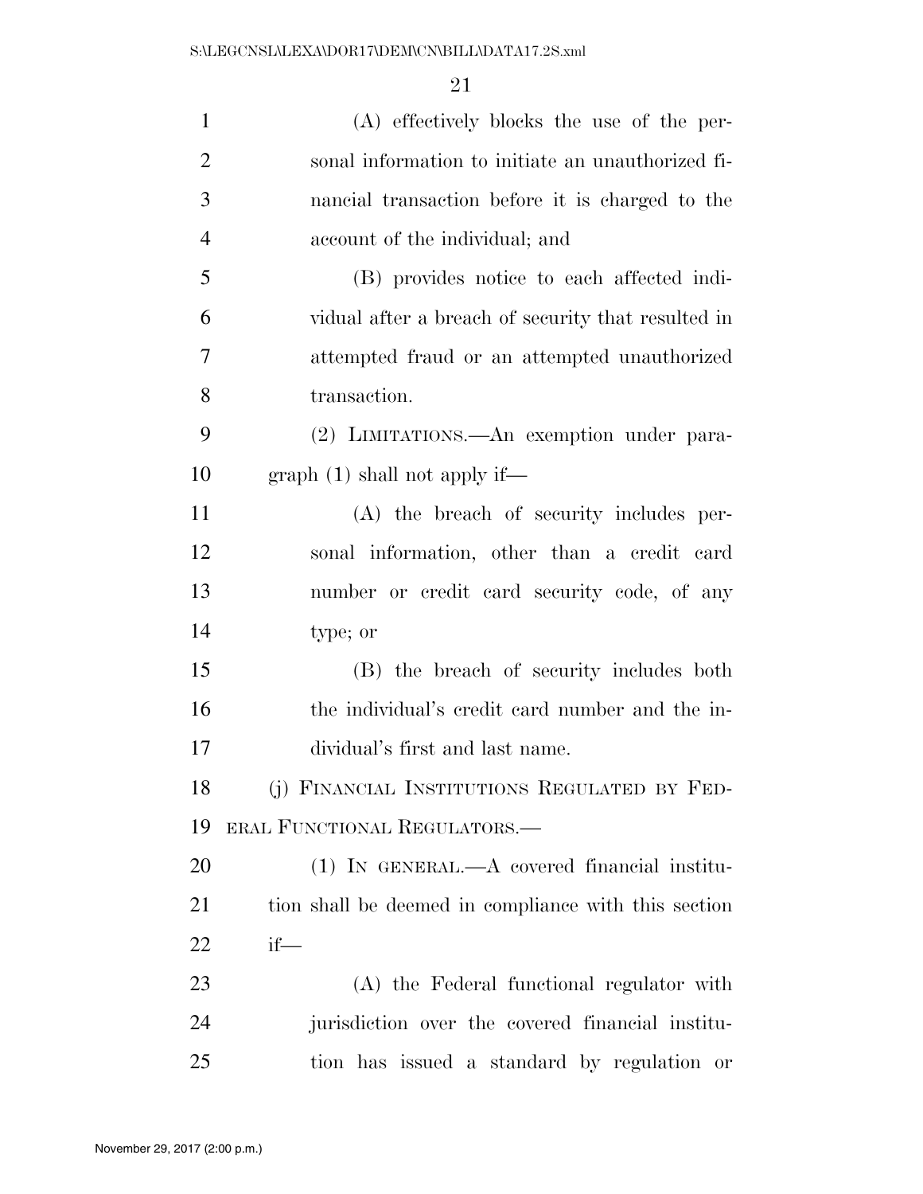(A) effectively blocks the use of the personal information to initiate an unauthorized financial transaction before it is charged to the account of the individual; and

(B) provides notice to each affected individual after a breach of security that resulted in attempted fraud or an attempted unauthorized transaction.

(2) LIMITATIONS.—An exemption under paragraph (1) shall not apply if—

(A) the breach of security includes personal information, other than a credit card number or credit card security code, of any type; or

(B) the breach of security includes both the individual's credit card number and the individual's first and last name.

(j) FINANCIAL INSTITUTIONS REGULATED BY FEDERAL FUNCTIONAL REGULATORS.—

(1) IN GENERAL.—A covered financial institution shall be deemed in compliance with this section if—

(A) the Federal functional regulator with jurisdiction over the covered financial institution has issued a standard by regulation or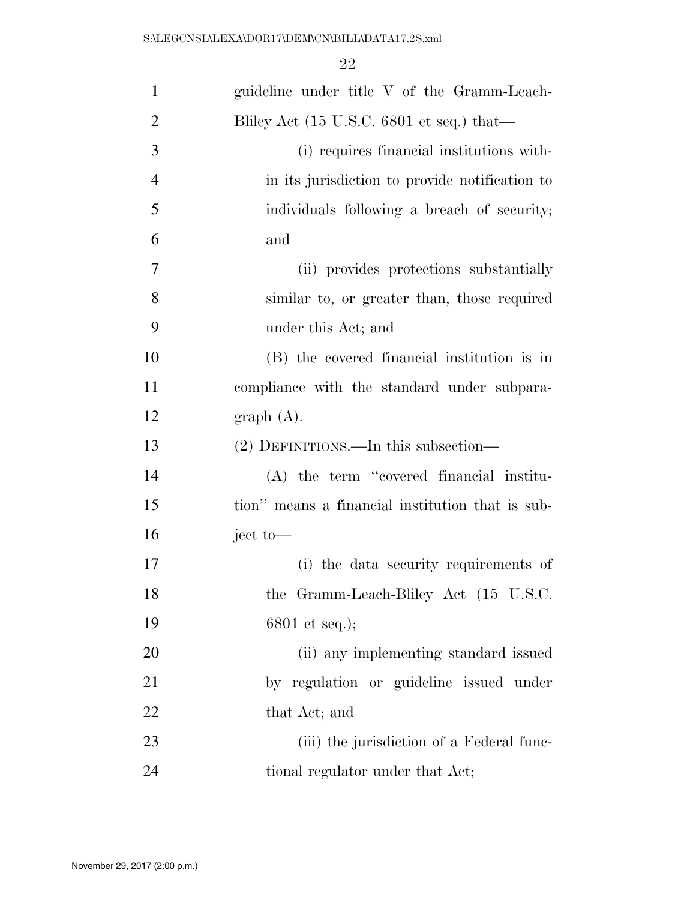guideline under title V of the Gramm-Leach-Bliley Act (15 U.S.C. 6801 et seq.) that—

(i) requires financial institutions within its jurisdiction to provide notification to individuals following a breach of security; and

(ii) provides protections substantially similar to, or greater than, those required under this Act; and

(B) the covered financial institution is in compliance with the standard under subparagraph (A).

(2) DEFINITIONS.—In this subsection—

(A) the term "covered financial institution" means a financial institution that is subject to—

(i) the data security requirements of the Gramm-Leach-Bliley Act (15 U.S.C. 6801 et seq.);

(ii) any implementing standard issued by regulation or guideline issued under that Act; and

(iii) the jurisdiction of a Federal functional regulator under that Act;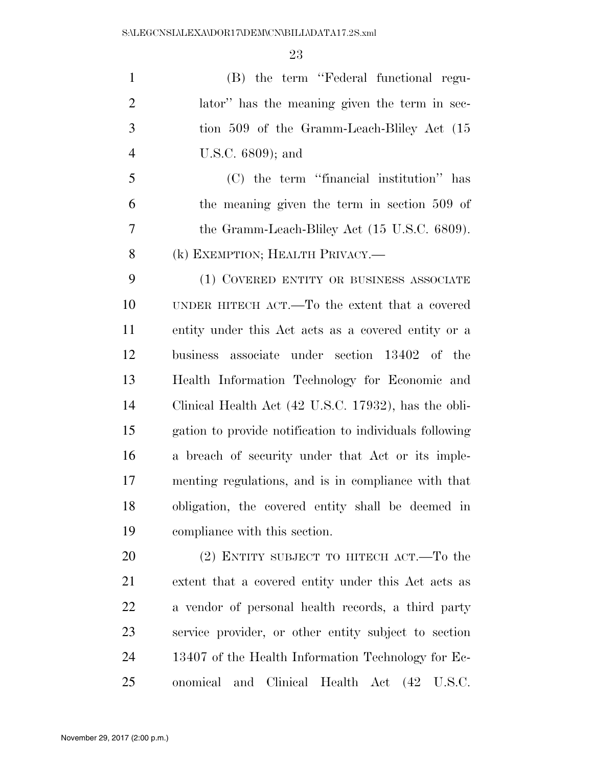(B) the term "Federal functional regulator" has the meaning given the term in section 509 of the Gramm-Leach-Bliley Act (15 U.S.C. 6809); and

(C) the term "financial institution" has the meaning given the term in section 509 of the Gramm-Leach-Bliley Act (15 U.S.C. 6809).

(k) EXEMPTION; HEALTH PRIVACY.—

(1) COVERED ENTITY OR BUSINESS ASSOCIATE UNDER HITECH ACT.—To the extent that a covered entity under this Act acts as a covered entity or a business associate under section 13402 of the Health Information Technology for Economic and Clinical Health Act (42 U.S.C. 17932), has the obligation to provide notification to individuals following a breach of security under that Act or its implementing regulations, and is in compliance with that obligation, the covered entity shall be deemed in compliance with this section.

(2) ENTITY SUBJECT TO HITECH ACT.—To the extent that a covered entity under this Act acts as a vendor of personal health records, a third party service provider, or other entity subject to section 13407 of the Health Information Technology for Economical and Clinical Health Act (42 U.S.C.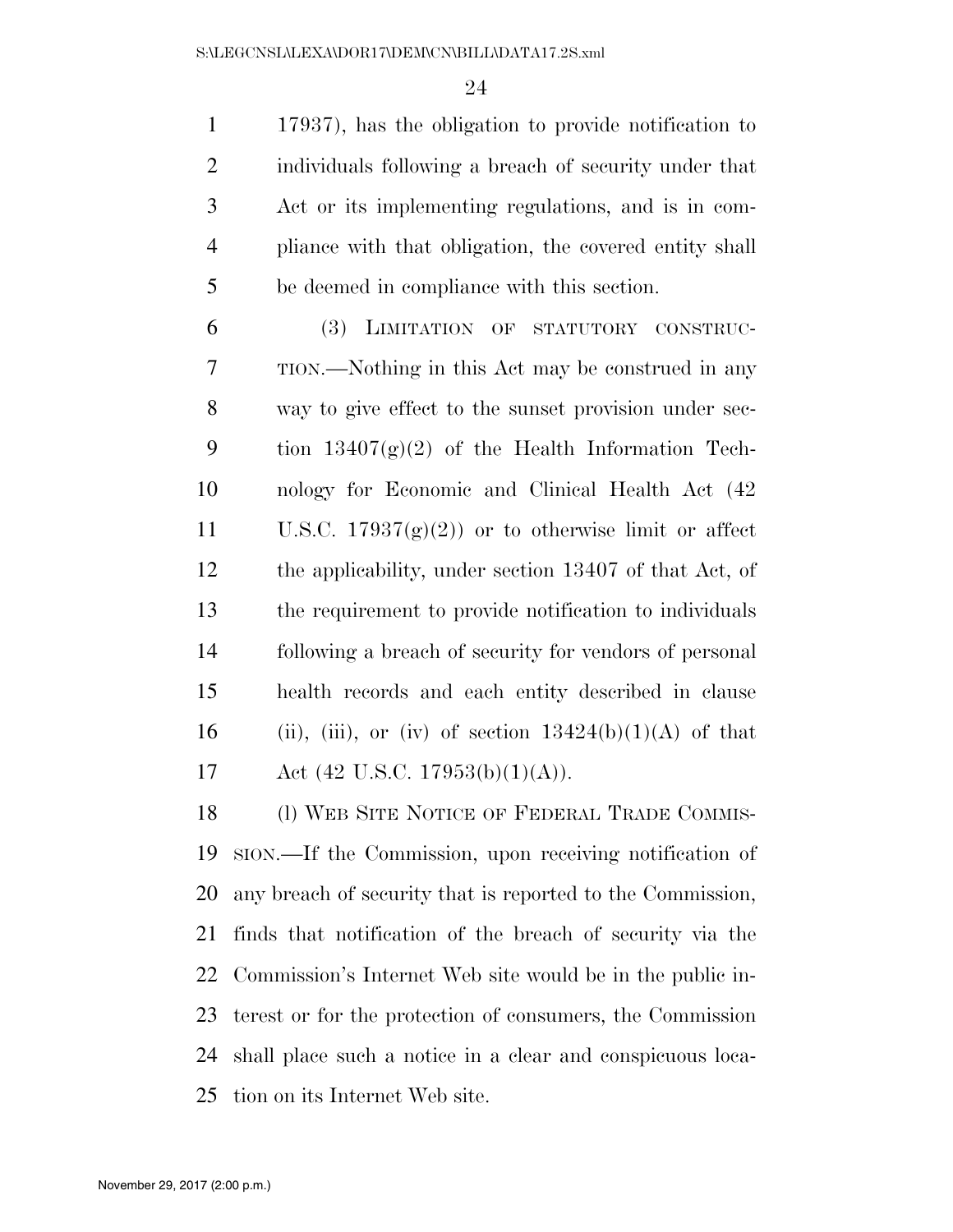17937), has the obligation to provide notification to individuals following a breach of security under that Act or its implementing regulations, and is in compliance with that obligation, the covered entity shall be deemed in compliance with this section.

(3) LIMITATION OF STATUTORY CONSTRUCTION.—Nothing in this Act may be construed in any way to give effect to the sunset provision under section 13407(g)(2) of the Health Information Technology for Economic and Clinical Health Act (42 U.S.C. 17937(g)(2)) or to otherwise limit or affect the applicability, under section 13407 of that Act, of the requirement to provide notification to individuals following a breach of security for vendors of personal health records and each entity described in clause (ii), (iii), or (iv) of section 13424(b)(1)(A) of that Act (42 U.S.C. 17953(b)(1)(A)).

(l) WEB SITE NOTICE OF FEDERAL TRADE COMMISSION.—If the Commission, upon receiving notification of any breach of security that is reported to the Commission, finds that notification of the breach of security via the Commission's Internet Web site would be in the public interest or for the protection of consumers, the Commission shall place such a notice in a clear and conspicuous location on its Internet Web site.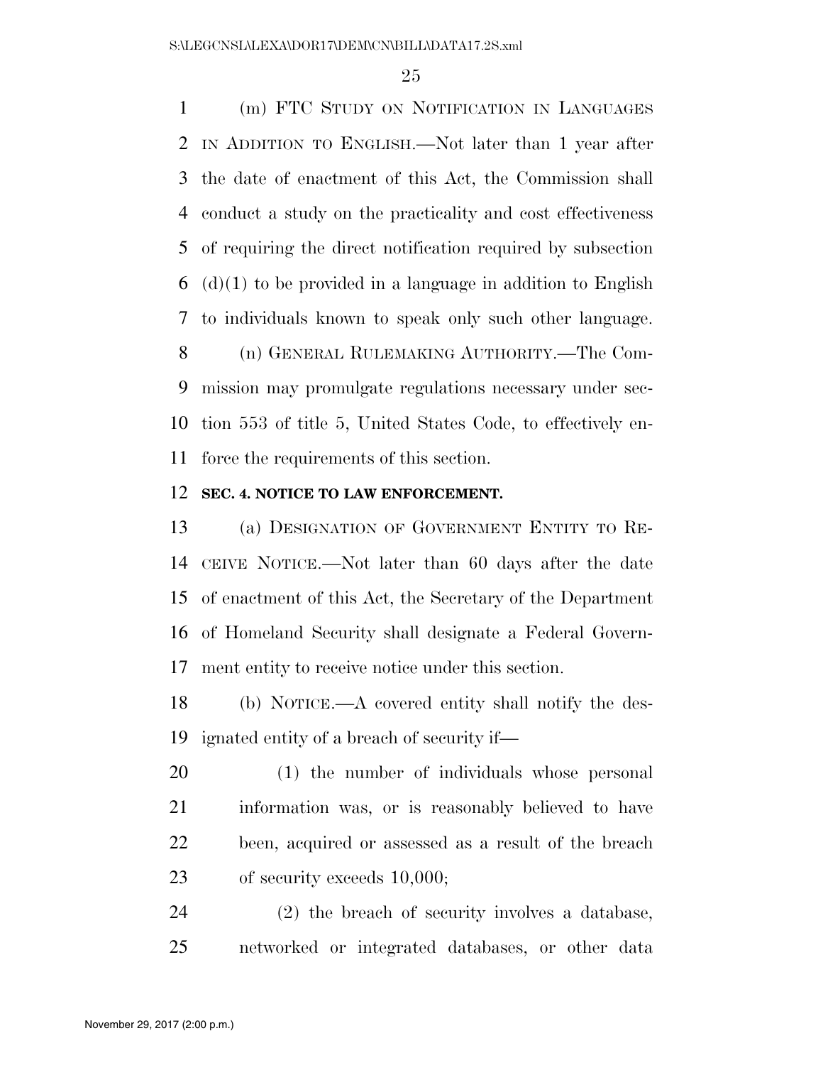(m) FTC STUDY ON NOTIFICATION IN LANGUAGES IN ADDITION TO ENGLISH.—Not later than 1 year after the date of enactment of this Act, the Commission shall conduct a study on the practicality and cost effectiveness of requiring the direct notification required by subsection (d)(1) to be provided in a language in addition to English to individuals known to speak only such other language.

(n) GENERAL RULEMAKING AUTHORITY.—The Commission may promulgate regulations necessary under section 553 of title 5, United States Code, to effectively enforce the requirements of this section.

**SEC. 4. NOTICE TO LAW ENFORCEMENT.**

(a) DESIGNATION OF GOVERNMENT ENTITY TO RECEIVE NOTICE.—Not later than 60 days after the date of enactment of this Act, the Secretary of the Department of Homeland Security shall designate a Federal Government entity to receive notice under this section.

(b) NOTICE.—A covered entity shall notify the designated entity of a breach of security if—

(1) the number of individuals whose personal information was, or is reasonably believed to have been, acquired or assessed as a result of the breach of security exceeds 10,000;

(2) the breach of security involves a database, networked or integrated databases, or other data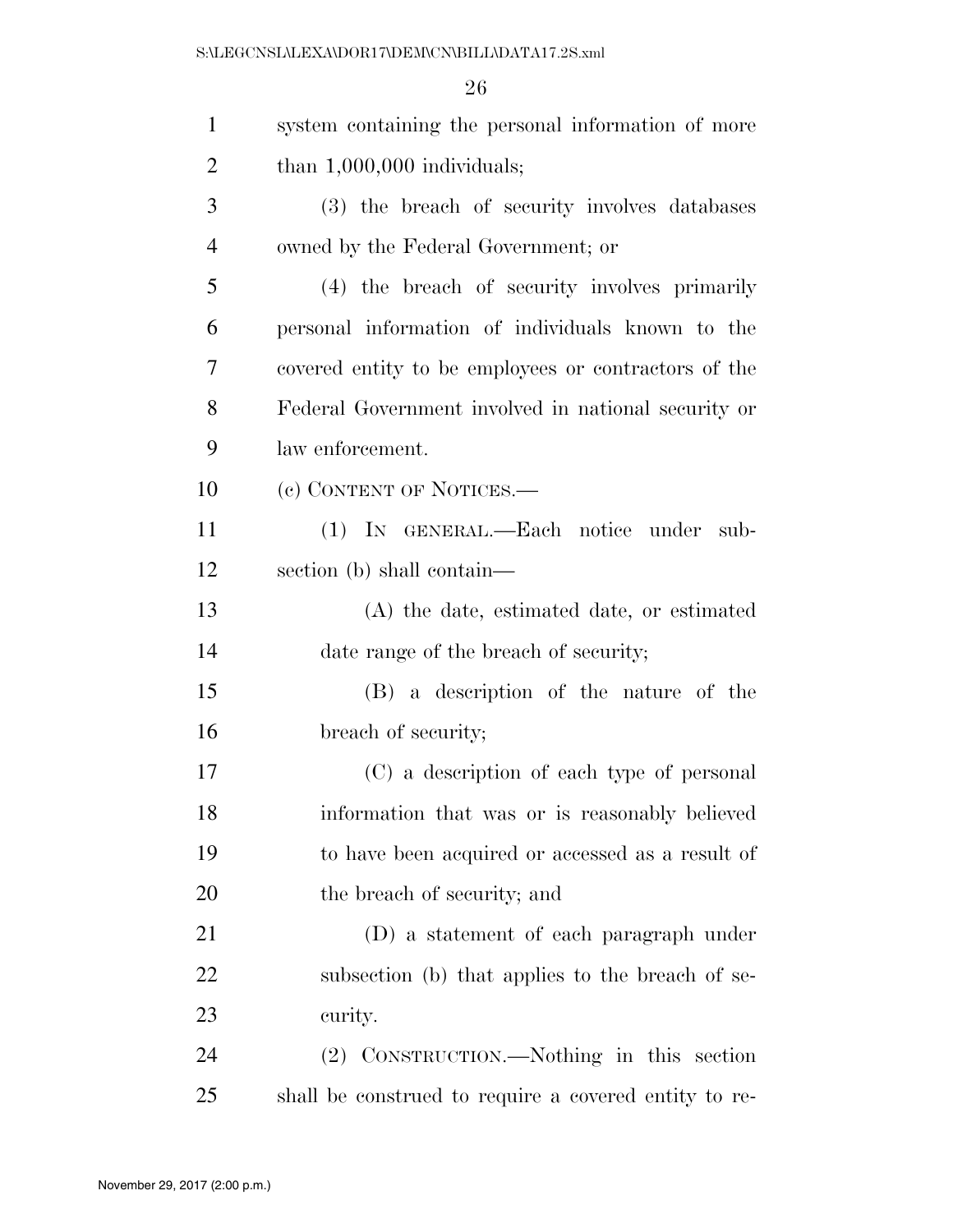system containing the personal information of more than 1,000,000 individuals;

(3) the breach of security involves databases owned by the Federal Government; or

(4) the breach of security involves primarily personal information of individuals known to the covered entity to be employees or contractors of the Federal Government involved in national security or law enforcement.

(c) CONTENT OF NOTICES.—

(1) IN GENERAL.—Each notice under subsection (b) shall contain—

(A) the date, estimated date, or estimated date range of the breach of security;

(B) a description of the nature of the breach of security;

(C) a description of each type of personal information that was or is reasonably believed to have been acquired or accessed as a result of the breach of security; and

(D) a statement of each paragraph under subsection (b) that applies to the breach of security.

(2) CONSTRUCTION.—Nothing in this section shall be construed to require a covered entity to re-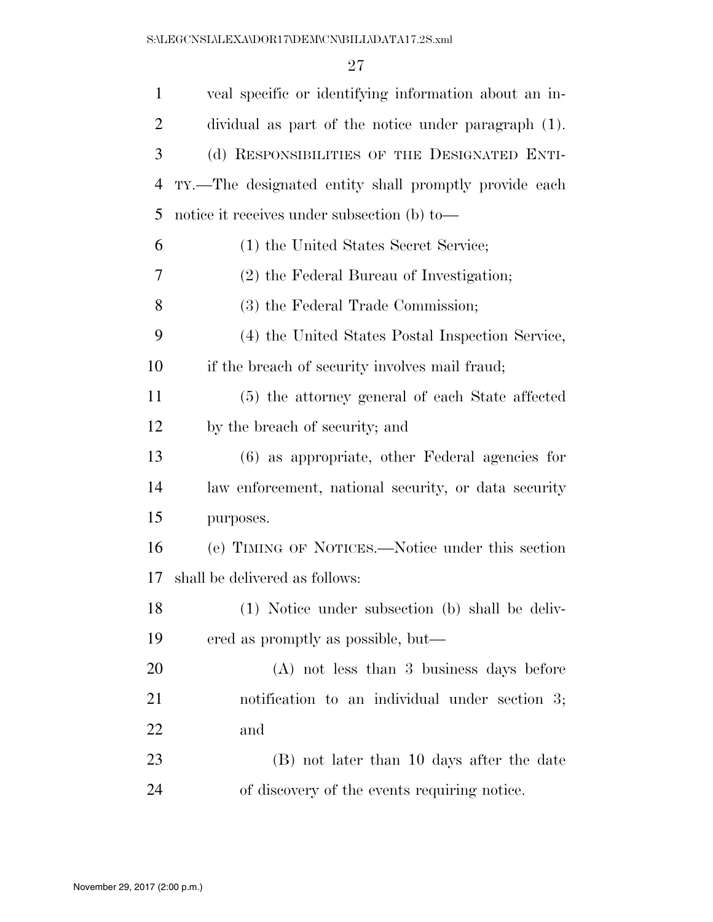veal specific or identifying information about an individual as part of the notice under paragraph (1).

(d) RESPONSIBILITIES OF THE DESIGNATED ENTITY.—The designated entity shall promptly provide each notice it receives under subsection (b) to—

(1) the United States Secret Service;

(2) the Federal Bureau of Investigation;

(3) the Federal Trade Commission;

(4) the United States Postal Inspection Service, if the breach of security involves mail fraud;

(5) the attorney general of each State affected by the breach of security; and

(6) as appropriate, other Federal agencies for law enforcement, national security, or data security purposes.

(e) TIMING OF NOTICES.—Notice under this section shall be delivered as follows:

(1) Notice under subsection (b) shall be delivered as promptly as possible, but—

(A) not less than 3 business days before notification to an individual under section 3; and

(B) not later than 10 days after the date of discovery of the events requiring notice.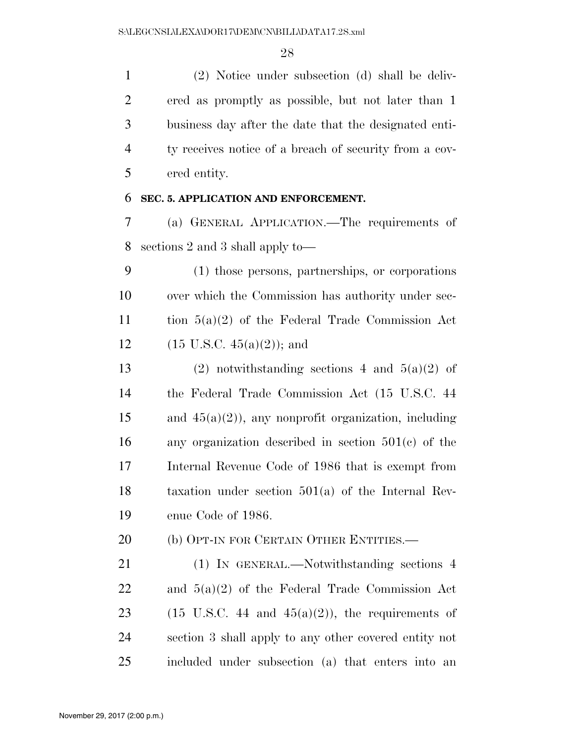(2) Notice under subsection (d) shall be delivered as promptly as possible, but not later than 1 business day after the date that the designated entity receives notice of a breach of security from a covered entity.

**SEC. 5. APPLICATION AND ENFORCEMENT.**

(a) GENERAL APPLICATION.—The requirements of sections 2 and 3 shall apply to—

(1) those persons, partnerships, or corporations over which the Commission has authority under section 5(a)(2) of the Federal Trade Commission Act (15 U.S.C. 45(a)(2)); and

(2) notwithstanding sections 4 and 5(a)(2) of the Federal Trade Commission Act (15 U.S.C. 44 and 45(a)(2)), any nonprofit organization, including any organization described in section 501(c) of the Internal Revenue Code of 1986 that is exempt from taxation under section 501(a) of the Internal Revenue Code of 1986.

(b) OPT-IN FOR CERTAIN OTHER ENTITIES.—

(1) IN GENERAL.—Notwithstanding sections 4 and 5(a)(2) of the Federal Trade Commission Act (15 U.S.C. 44 and 45(a)(2)), the requirements of section 3 shall apply to any other covered entity not included under subsection (a) that enters into an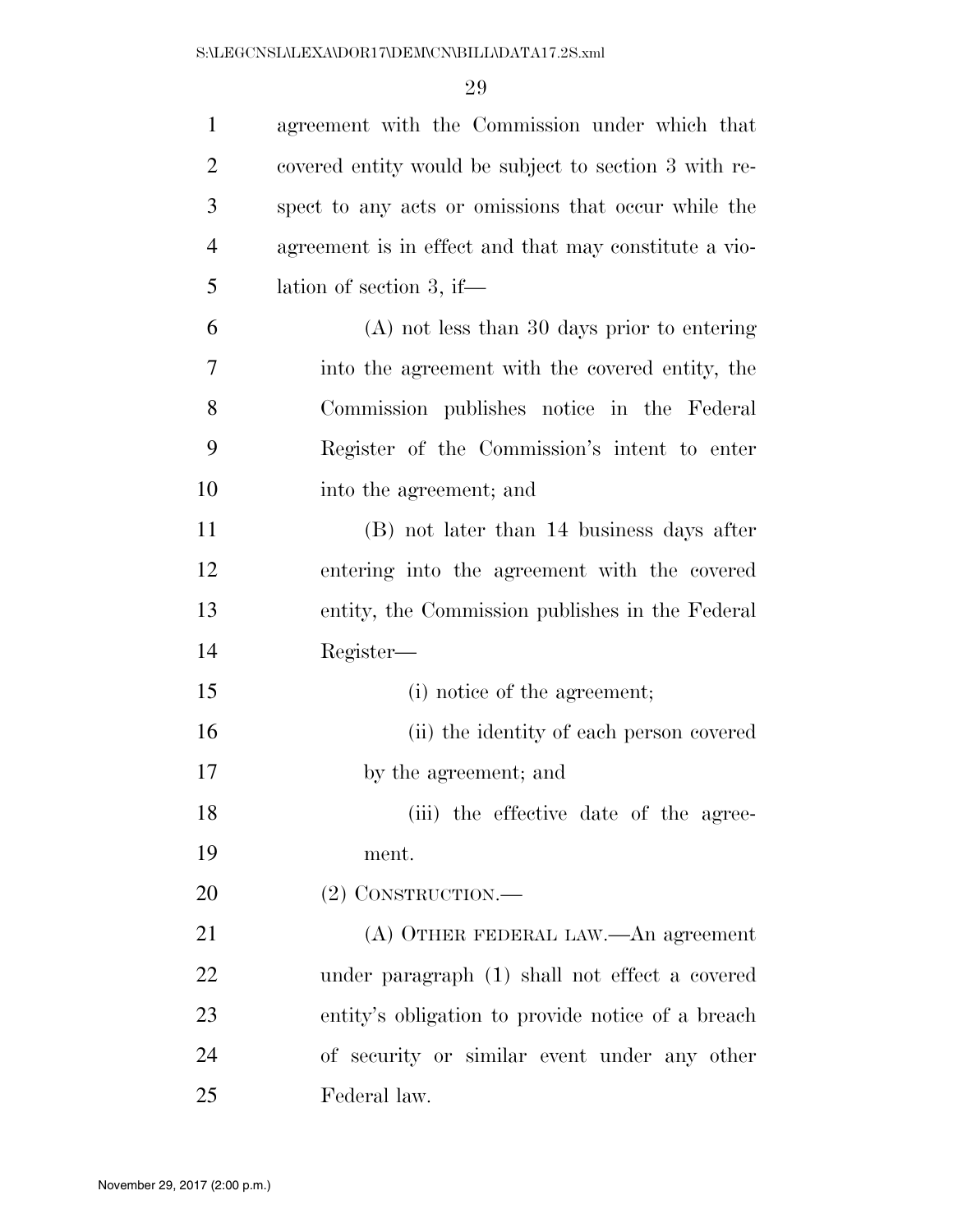agreement with the Commission under which that covered entity would be subject to section 3 with respect to any acts or omissions that occur while the agreement is in effect and that may constitute a violation of section 3, if—

(A) not less than 30 days prior to entering into the agreement with the covered entity, the Commission publishes notice in the Federal Register of the Commission's intent to enter into the agreement; and

(B) not later than 14 business days after entering into the agreement with the covered entity, the Commission publishes in the Federal Register—

(i) notice of the agreement;

(ii) the identity of each person covered by the agreement; and

(iii) the effective date of the agreement.

(2) CONSTRUCTION.—

(A) OTHER FEDERAL LAW.—An agreement under paragraph (1) shall not effect a covered entity's obligation to provide notice of a breach of security or similar event under any other Federal law.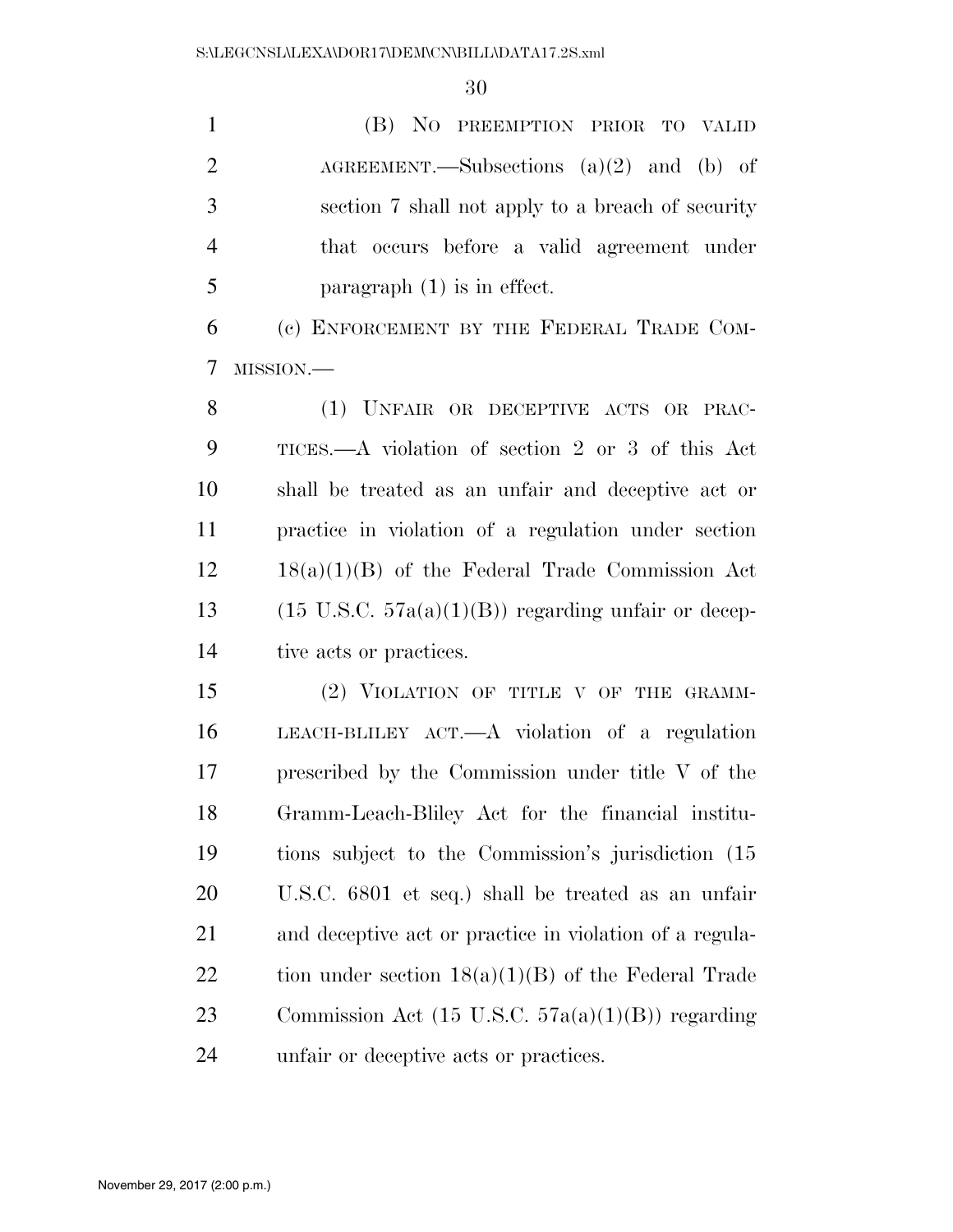(B) NO PREEMPTION PRIOR TO VALID AGREEMENT.—Subsections (a)(2) and (b) of section 7 shall not apply to a breach of security that occurs before a valid agreement under paragraph (1) is in effect.

(c) ENFORCEMENT BY THE FEDERAL TRADE COMMISSION.—

(1) UNFAIR OR DECEPTIVE ACTS OR PRACTICES.—A violation of section 2 or 3 of this Act shall be treated as an unfair and deceptive act or practice in violation of a regulation under section 18(a)(1)(B) of the Federal Trade Commission Act (15 U.S.C. 57a(a)(1)(B)) regarding unfair or deceptive acts or practices.

(2) VIOLATION OF TITLE V OF THE GRAMM-LEACH-BLILEY ACT.—A violation of a regulation prescribed by the Commission under title V of the Gramm-Leach-Bliley Act for the financial institutions subject to the Commission's jurisdiction (15 U.S.C. 6801 et seq.) shall be treated as an unfair and deceptive act or practice in violation of a regulation under section 18(a)(1)(B) of the Federal Trade Commission Act (15 U.S.C. 57a(a)(1)(B)) regarding unfair or deceptive acts or practices.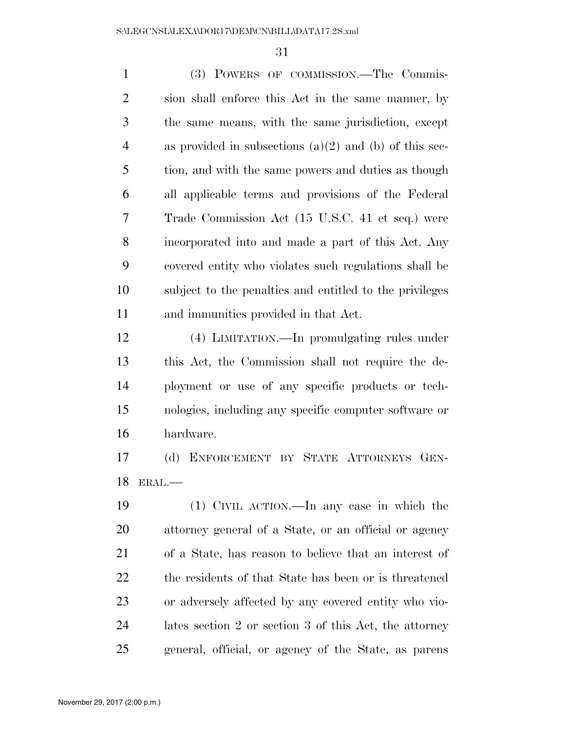(3) POWERS OF COMMISSION.—The Commission shall enforce this Act in the same manner, by the same means, with the same jurisdiction, except as provided in subsections (a)(2) and (b) of this section, and with the same powers and duties as though all applicable terms and provisions of the Federal Trade Commission Act (15 U.S.C. 41 et seq.) were incorporated into and made a part of this Act. Any covered entity who violates such regulations shall be subject to the penalties and entitled to the privileges and immunities provided in that Act.

(4) LIMITATION.—In promulgating rules under this Act, the Commission shall not require the deployment or use of any specific products or technologies, including any specific computer software or hardware.

(d) ENFORCEMENT BY STATE ATTORNEYS GENERAL.—

(1) CIVIL ACTION.—In any case in which the attorney general of a State, or an official or agency of a State, has reason to believe that an interest of the residents of that State has been or is threatened or adversely affected by any covered entity who violates section 2 or section 3 of this Act, the attorney general, official, or agency of the State, as parens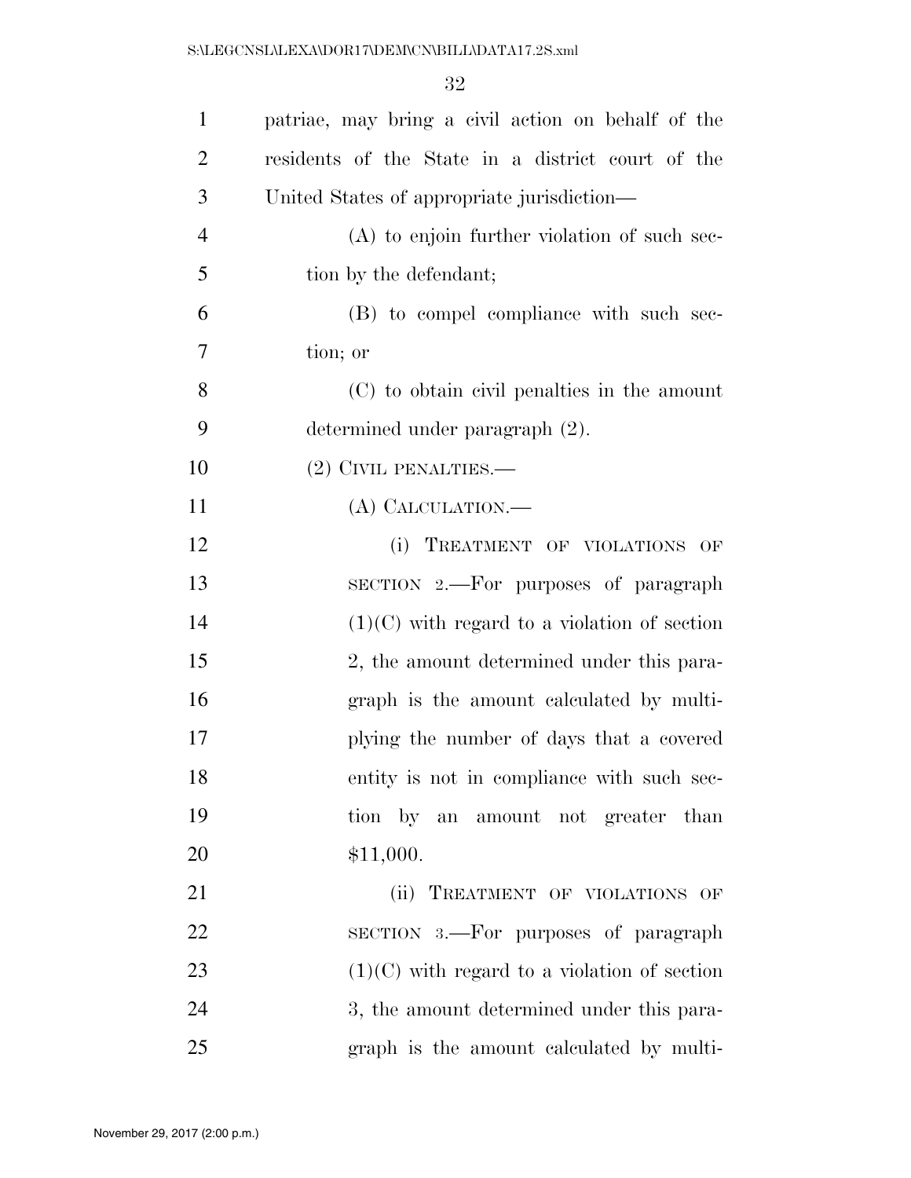patriae, may bring a civil action on behalf of the residents of the State in a district court of the United States of appropriate jurisdiction—

(A) to enjoin further violation of such section by the defendant;

(B) to compel compliance with such section; or

(C) to obtain civil penalties in the amount determined under paragraph (2).

(2) CIVIL PENALTIES.—

(A) CALCULATION.—

(i) TREATMENT OF VIOLATIONS OF SECTION 2.—For purposes of paragraph (1)(C) with regard to a violation of section 2, the amount determined under this paragraph is the amount calculated by multiplying the number of days that a covered entity is not in compliance with such section by an amount not greater than $11,000.

(ii) TREATMENT OF VIOLATIONS OF SECTION 3.—For purposes of paragraph (1)(C) with regard to a violation of section 3, the amount determined under this paragraph is the amount calculated by multi-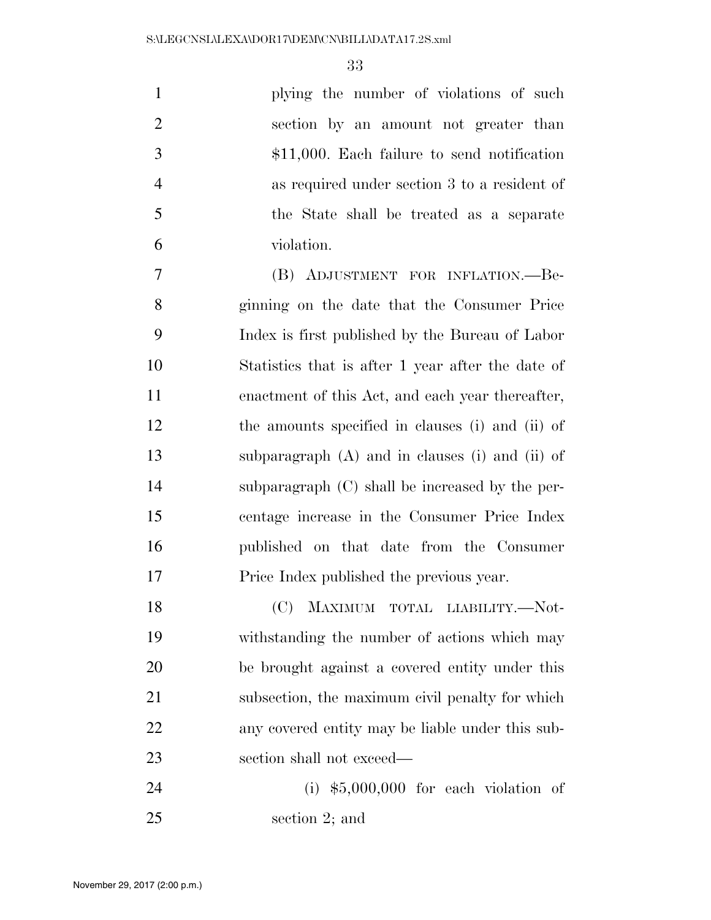plying the number of violations of such section by an amount not greater than $11,000. Each failure to send notification as required under section 3 to a resident of the State shall be treated as a separate violation.

(B) ADJUSTMENT FOR INFLATION.—Beginning on the date that the Consumer Price Index is first published by the Bureau of Labor Statistics that is after 1 year after the date of enactment of this Act, and each year thereafter, the amounts specified in clauses (i) and (ii) of subparagraph (A) and in clauses (i) and (ii) of subparagraph (C) shall be increased by the percentage increase in the Consumer Price Index published on that date from the Consumer Price Index published the previous year.

(C) MAXIMUM TOTAL LIABILITY.—Notwithstanding the number of actions which may be brought against a covered entity under this subsection, the maximum civil penalty for which any covered entity may be liable under this subsection shall not exceed—

(i) $5,000,000 for each violation of section 2; and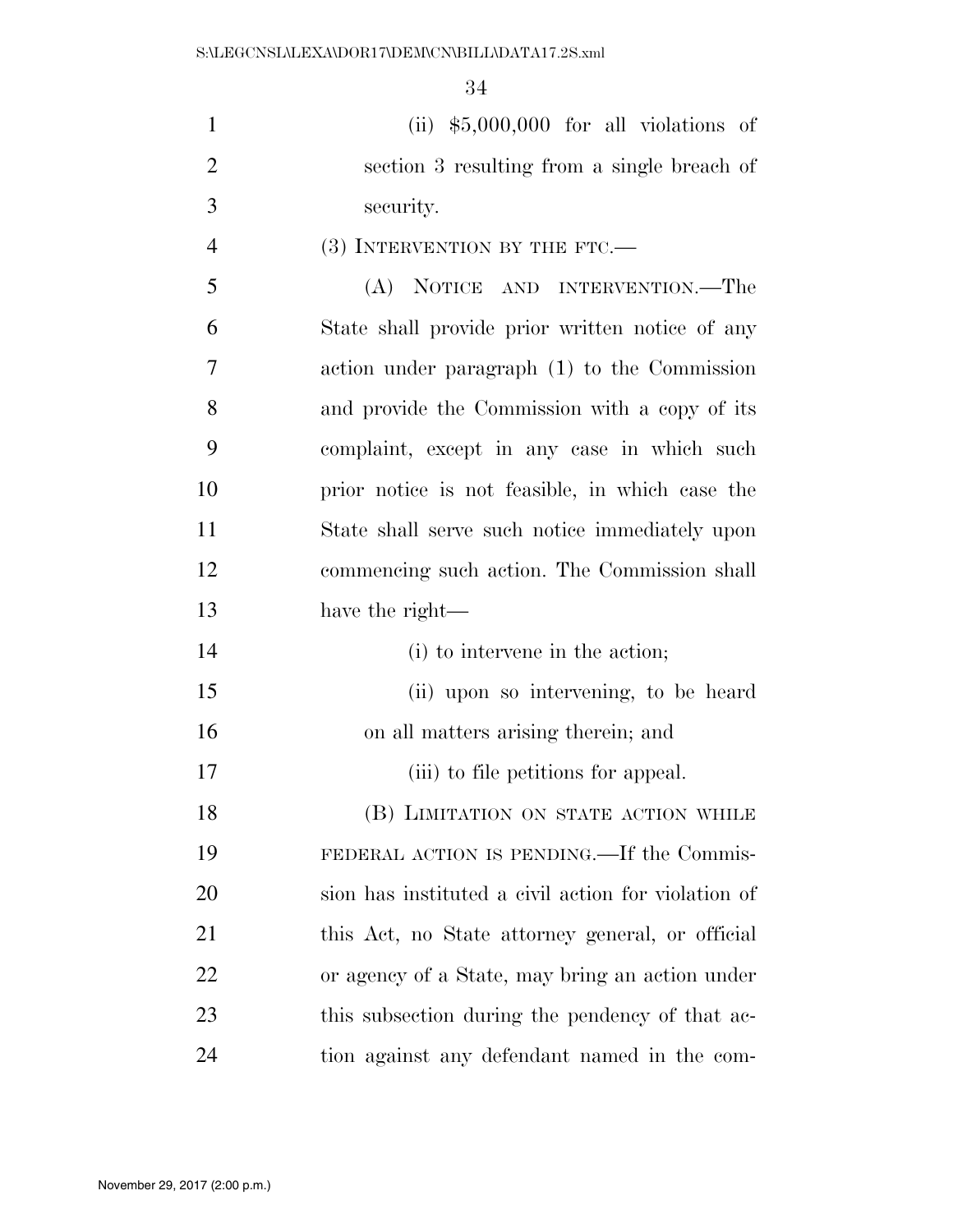(ii) $5,000,000 for all violations of section 3 resulting from a single breach of security.

(3) INTERVENTION BY THE FTC.—

(A) NOTICE AND INTERVENTION.—The State shall provide prior written notice of any action under paragraph (1) to the Commission and provide the Commission with a copy of its complaint, except in any case in which such prior notice is not feasible, in which case the State shall serve such notice immediately upon commencing such action. The Commission shall have the right—

(i) to intervene in the action;

(ii) upon so intervening, to be heard on all matters arising therein; and

(iii) to file petitions for appeal.

(B) LIMITATION ON STATE ACTION WHILE FEDERAL ACTION IS PENDING.—If the Commission has instituted a civil action for violation of this Act, no State attorney general, or official or agency of a State, may bring an action under this subsection during the pendency of that action against any defendant named in the com-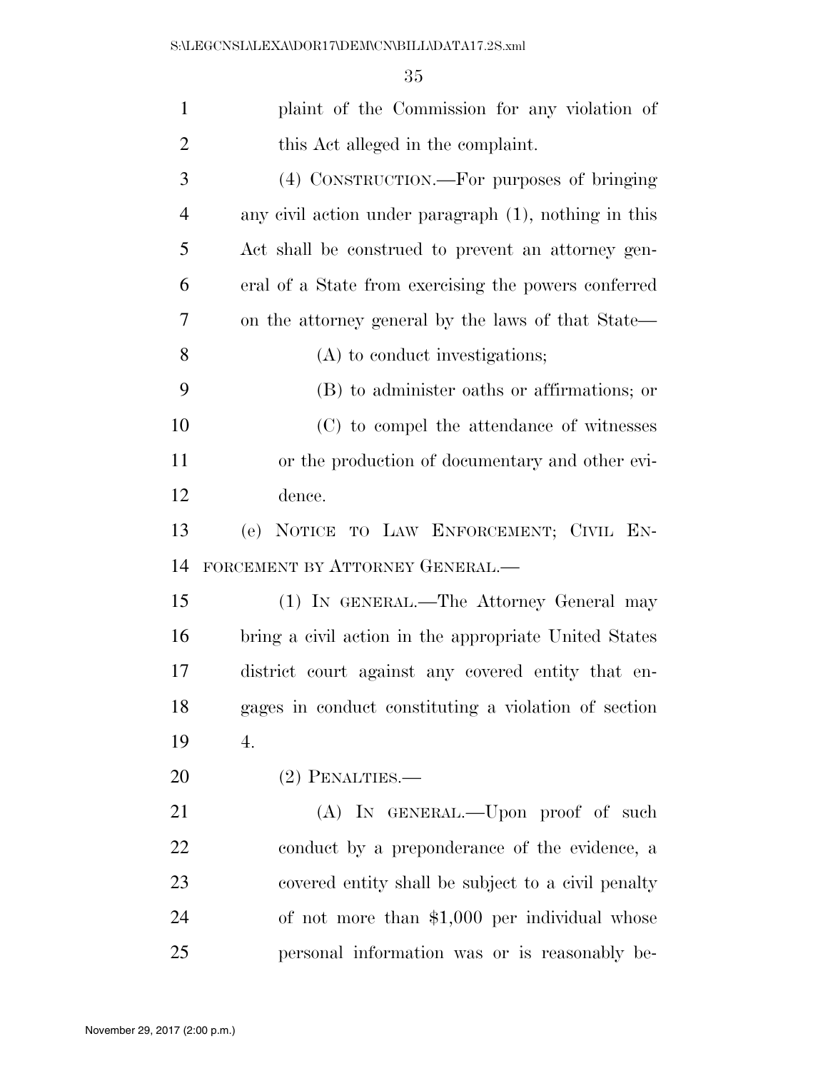plaint of the Commission for any violation of this Act alleged in the complaint.

(4) CONSTRUCTION.—For purposes of bringing any civil action under paragraph (1), nothing in this Act shall be construed to prevent an attorney general of a State from exercising the powers conferred on the attorney general by the laws of that State—

(A) to conduct investigations;

(B) to administer oaths or affirmations; or

(C) to compel the attendance of witnesses or the production of documentary and other evidence.

(e) NOTICE TO LAW ENFORCEMENT; CIVIL ENFORCEMENT BY ATTORNEY GENERAL.—

(1) IN GENERAL.—The Attorney General may bring a civil action in the appropriate United States district court against any covered entity that engages in conduct constituting a violation of section 4.

(2) PENALTIES.—

(A) IN GENERAL.—Upon proof of such conduct by a preponderance of the evidence, a covered entity shall be subject to a civil penalty of not more than $1,000 per individual whose personal information was or is reasonably be-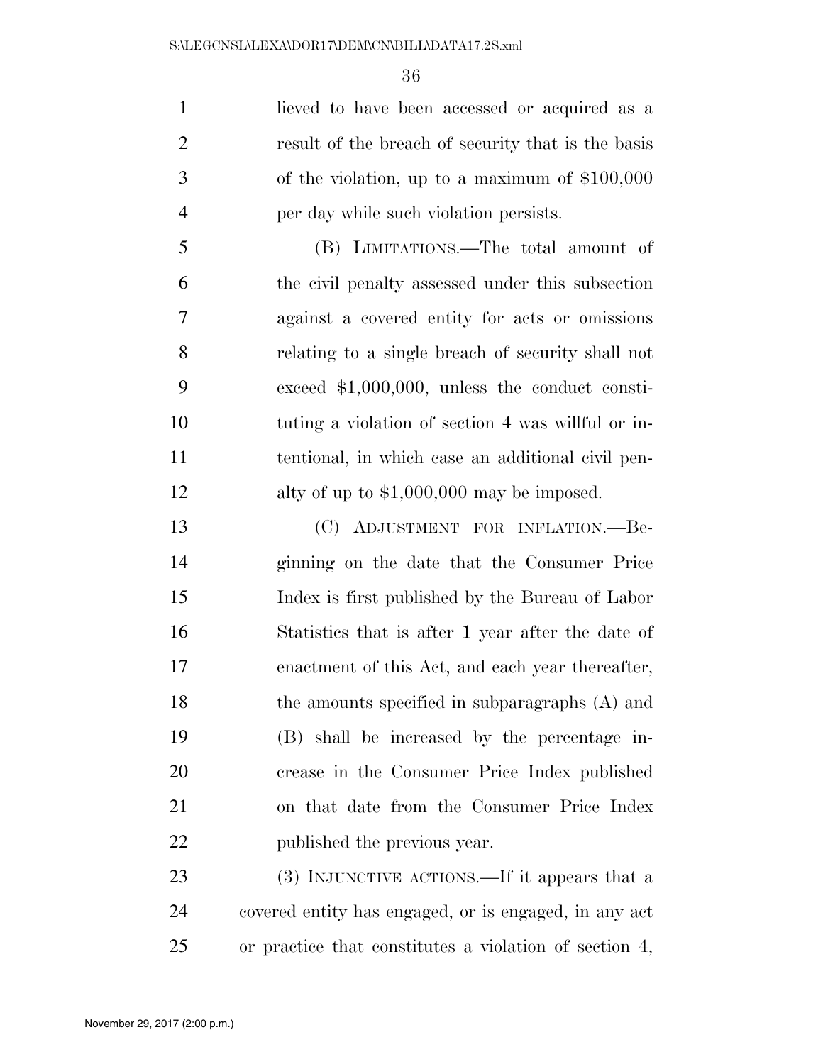lieved to have been accessed or acquired as a result of the breach of security that is the basis of the violation, up to a maximum of $100,000 per day while such violation persists.

(B) LIMITATIONS.—The total amount of the civil penalty assessed under this subsection against a covered entity for acts or omissions relating to a single breach of security shall not exceed $1,000,000, unless the conduct constituting a violation of section 4 was willful or intentional, in which case an additional civil penalty of up to $1,000,000 may be imposed.

(C) ADJUSTMENT FOR INFLATION.—Beginning on the date that the Consumer Price Index is first published by the Bureau of Labor Statistics that is after 1 year after the date of enactment of this Act, and each year thereafter, the amounts specified in subparagraphs (A) and (B) shall be increased by the percentage increase in the Consumer Price Index published on that date from the Consumer Price Index published the previous year.

(3) INJUNCTIVE ACTIONS.—If it appears that a covered entity has engaged, or is engaged, in any act or practice that constitutes a violation of section 4,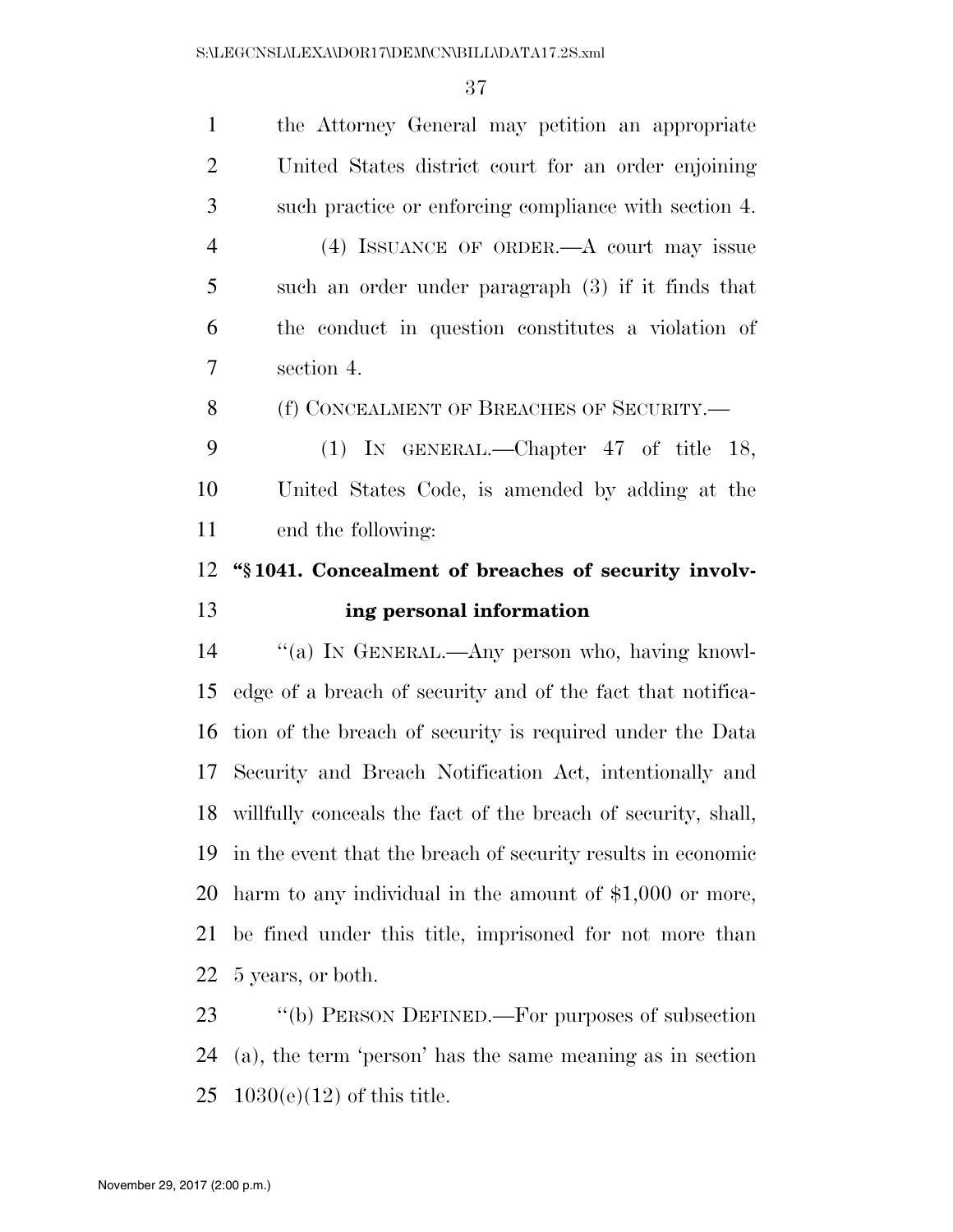the Attorney General may petition an appropriate United States district court for an order enjoining such practice or enforcing compliance with section 4.

(4) ISSUANCE OF ORDER.—A court may issue such an order under paragraph (3) if it finds that the conduct in question constitutes a violation of section 4.

(f) CONCEALMENT OF BREACHES OF SECURITY.—

(1) IN GENERAL.—Chapter 47 of title 18, United States Code, is amended by adding at the end the following:

**"§ 1041. Concealment of breaches of security involving personal information**

"(a) IN GENERAL.—Any person who, having knowledge of a breach of security and of the fact that notification of the breach of security is required under the Data Security and Breach Notification Act, intentionally and willfully conceals the fact of the breach of security, shall, in the event that the breach of security results in economic harm to any individual in the amount of $1,000 or more, be fined under this title, imprisoned for not more than 5 years, or both.

"(b) PERSON DEFINED.—For purposes of subsection (a), the term 'person' has the same meaning as in section 1030(e)(12) of this title.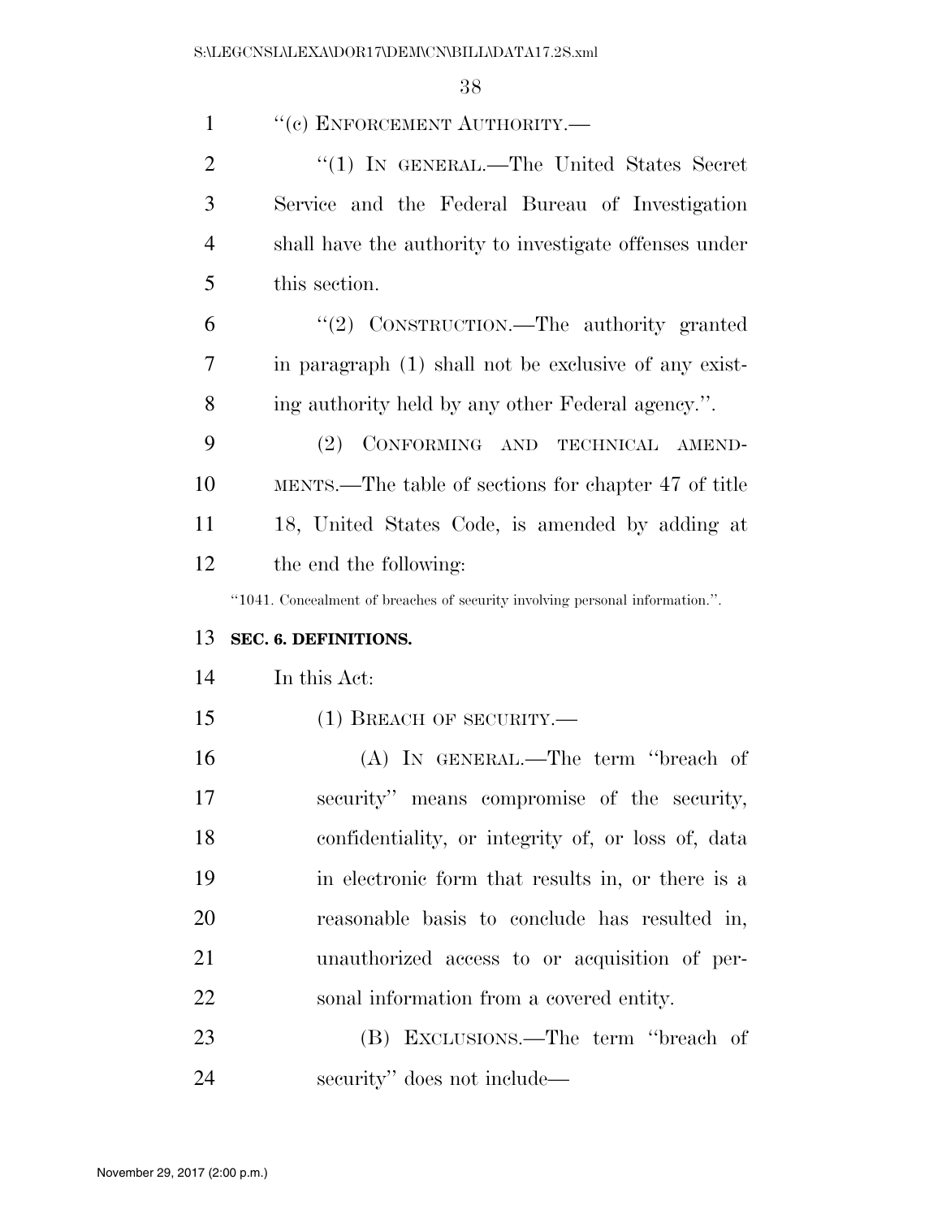"(c) ENFORCEMENT AUTHORITY.—

"(1) IN GENERAL.—The United States Secret Service and the Federal Bureau of Investigation shall have the authority to investigate offenses under this section.

"(2) CONSTRUCTION.—The authority granted in paragraph (1) shall not be exclusive of any existing authority held by any other Federal agency.".

(2) CONFORMING AND TECHNICAL AMENDMENTS.—The table of sections for chapter 47 of title 18, United States Code, is amended by adding at the end the following:

"1041. Concealment of breaches of security involving personal information.".

**SEC. 6. DEFINITIONS.**

In this Act:

(1) BREACH OF SECURITY.—

(A) IN GENERAL.—The term "breach of security" means compromise of the security, confidentiality, or integrity of, or loss of, data in electronic form that results in, or there is a reasonable basis to conclude has resulted in, unauthorized access to or acquisition of personal information from a covered entity.

(B) EXCLUSIONS.—The term "breach of security" does not include—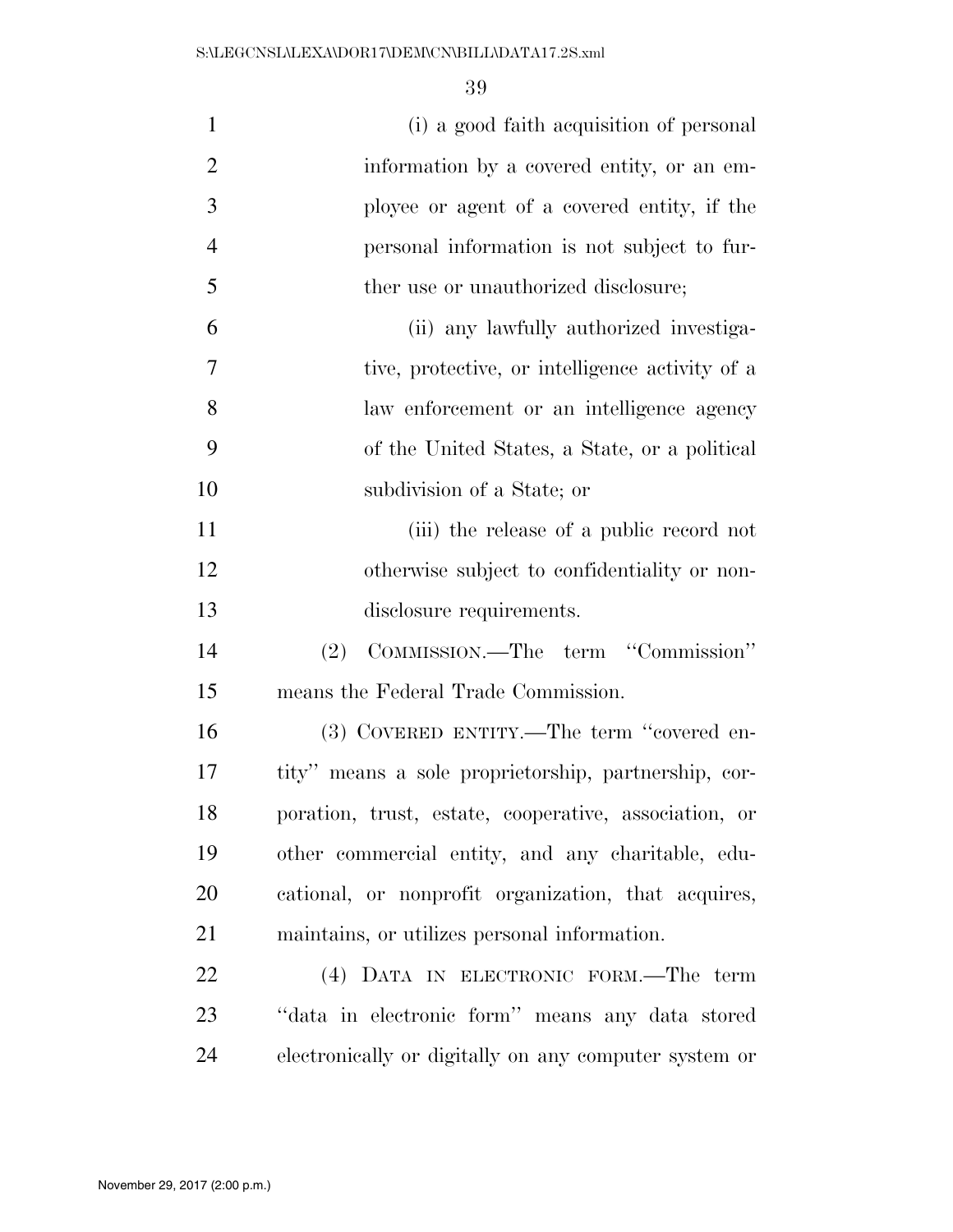(i) a good faith acquisition of personal information by a covered entity, or an employee or agent of a covered entity, if the personal information is not subject to further use or unauthorized disclosure;

(ii) any lawfully authorized investigative, protective, or intelligence activity of a law enforcement or an intelligence agency of the United States, a State, or a political subdivision of a State; or

(iii) the release of a public record not otherwise subject to confidentiality or nondisclosure requirements.

(2) COMMISSION.—The term "Commission" means the Federal Trade Commission.

(3) COVERED ENTITY.—The term "covered entity" means a sole proprietorship, partnership, corporation, trust, estate, cooperative, association, or other commercial entity, and any charitable, educational, or nonprofit organization, that acquires, maintains, or utilizes personal information.

(4) DATA IN ELECTRONIC FORM.—The term "data in electronic form" means any data stored electronically or digitally on any computer system or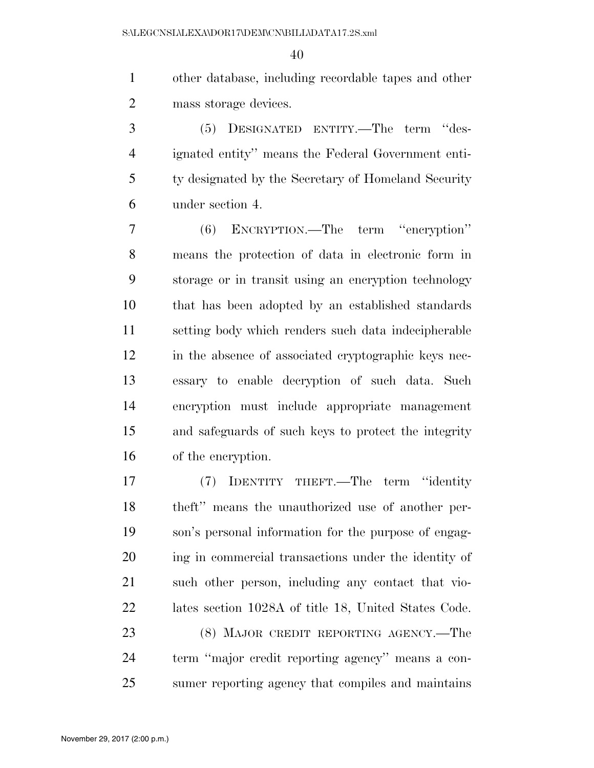other database, including recordable tapes and other mass storage devices.

(5) DESIGNATED ENTITY.—The term ''designated entity'' means the Federal Government entity designated by the Secretary of Homeland Security under section 4.

(6) ENCRYPTION.—The term ''encryption'' means the protection of data in electronic form in storage or in transit using an encryption technology that has been adopted by an established standards setting body which renders such data indecipherable in the absence of associated cryptographic keys necessary to enable decryption of such data. Such encryption must include appropriate management and safeguards of such keys to protect the integrity of the encryption.

(7) IDENTITY THEFT.—The term ''identity theft'' means the unauthorized use of another person's personal information for the purpose of engaging in commercial transactions under the identity of such other person, including any contact that violates section 1028A of title 18, United States Code.

(8) MAJOR CREDIT REPORTING AGENCY.—The term ''major credit reporting agency'' means a consumer reporting agency that compiles and maintains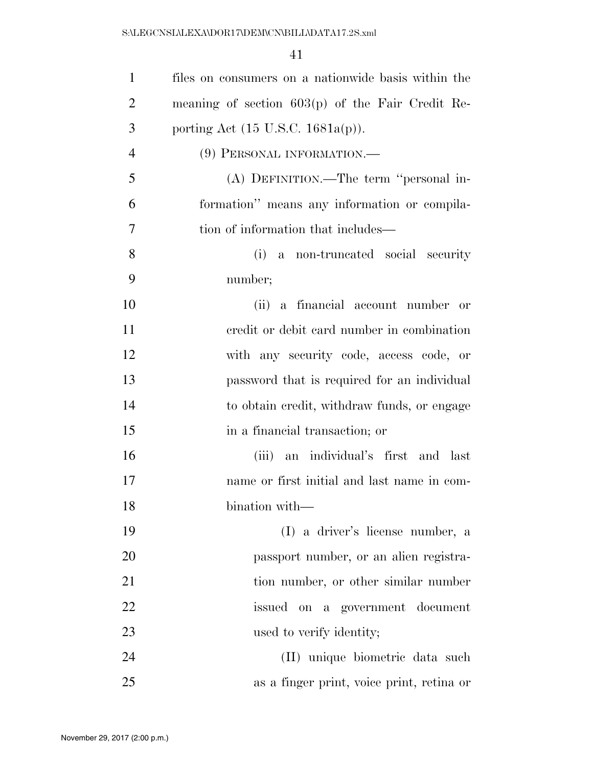files on consumers on a nationwide basis within the meaning of section 603(p) of the Fair Credit Reporting Act (15 U.S.C. 1681a(p)).

(9) PERSONAL INFORMATION.—

(A) DEFINITION.—The term ''personal information'' means any information or compilation of information that includes—

(i) a non-truncated social security number;

(ii) a financial account number or credit or debit card number in combination with any security code, access code, or password that is required for an individual to obtain credit, withdraw funds, or engage in a financial transaction; or

(iii) an individual's first and last name or first initial and last name in combination with—

(I) a driver's license number, a passport number, or an alien registration number, or other similar number issued on a government document used to verify identity;

(II) unique biometric data such as a finger print, voice print, retina or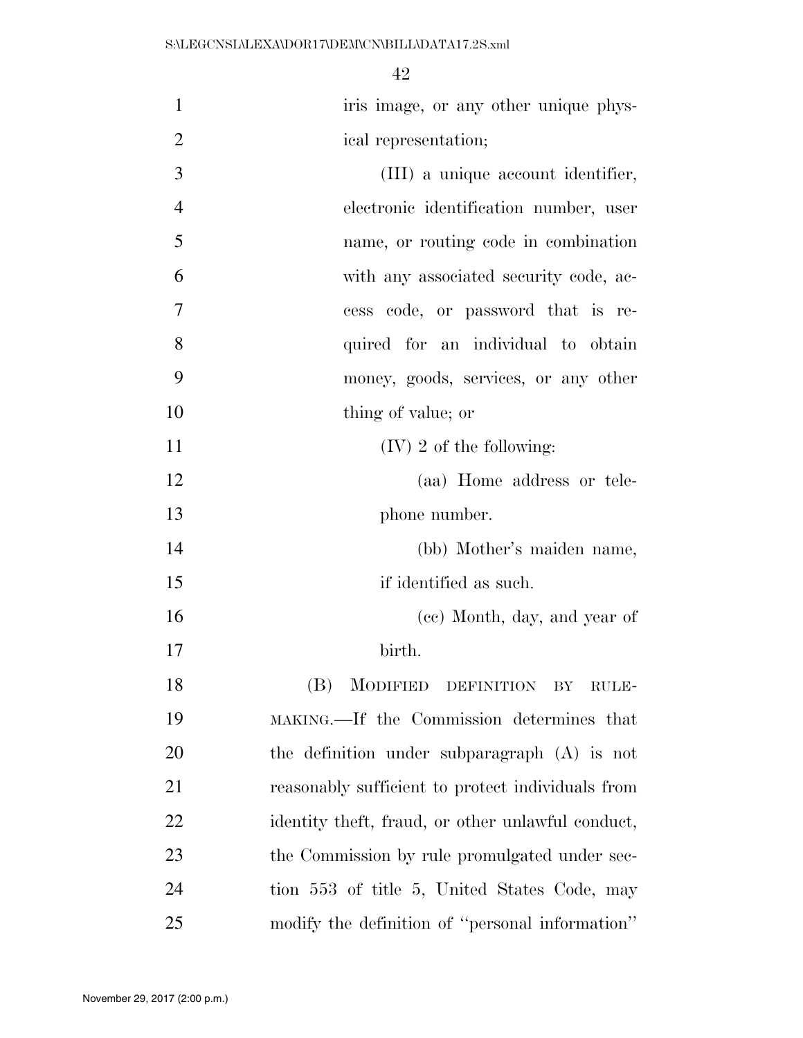iris image, or any other unique physical representation;

(III) a unique account identifier, electronic identification number, user name, or routing code in combination with any associated security code, access code, or password that is required for an individual to obtain money, goods, services, or any other thing of value; or

(IV) 2 of the following:

(aa) Home address or telephone number.

(bb) Mother's maiden name, if identified as such.

(cc) Month, day, and year of birth.

(B) MODIFIED DEFINITION BY RULEMAKING.—If the Commission determines that the definition under subparagraph (A) is not reasonably sufficient to protect individuals from identity theft, fraud, or other unlawful conduct, the Commission by rule promulgated under section 553 of title 5, United States Code, may modify the definition of "personal information"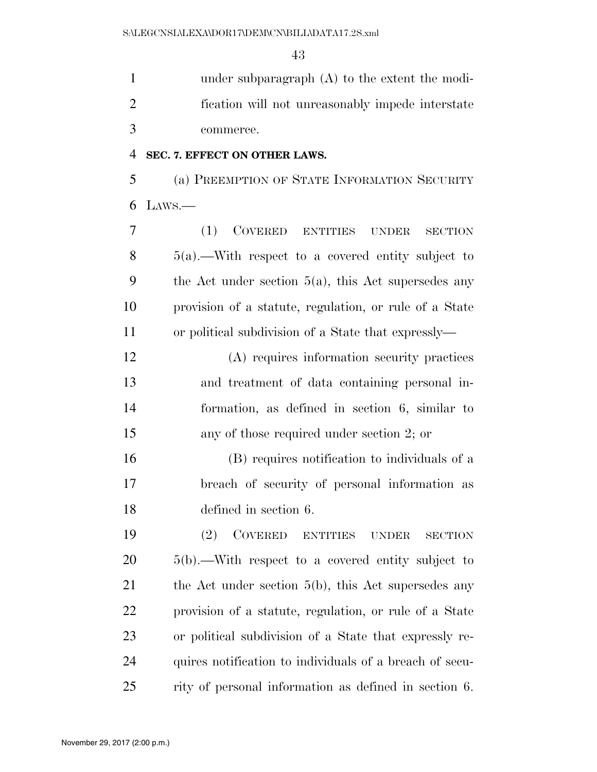under subparagraph (A) to the extent the modification will not unreasonably impede interstate commerce.

**SEC. 7. EFFECT ON OTHER LAWS.**

(a) PREEMPTION OF STATE INFORMATION SECURITY LAWS.—

(1) COVERED ENTITIES UNDER SECTION 5(a).—With respect to a covered entity subject to the Act under section 5(a), this Act supersedes any provision of a statute, regulation, or rule of a State or political subdivision of a State that expressly—

(A) requires information security practices and treatment of data containing personal information, as defined in section 6, similar to any of those required under section 2; or

(B) requires notification to individuals of a breach of security of personal information as defined in section 6.

(2) COVERED ENTITIES UNDER SECTION 5(b).—With respect to a covered entity subject to the Act under section 5(b), this Act supersedes any provision of a statute, regulation, or rule of a State or political subdivision of a State that expressly requires notification to individuals of a breach of security of personal information as defined in section 6.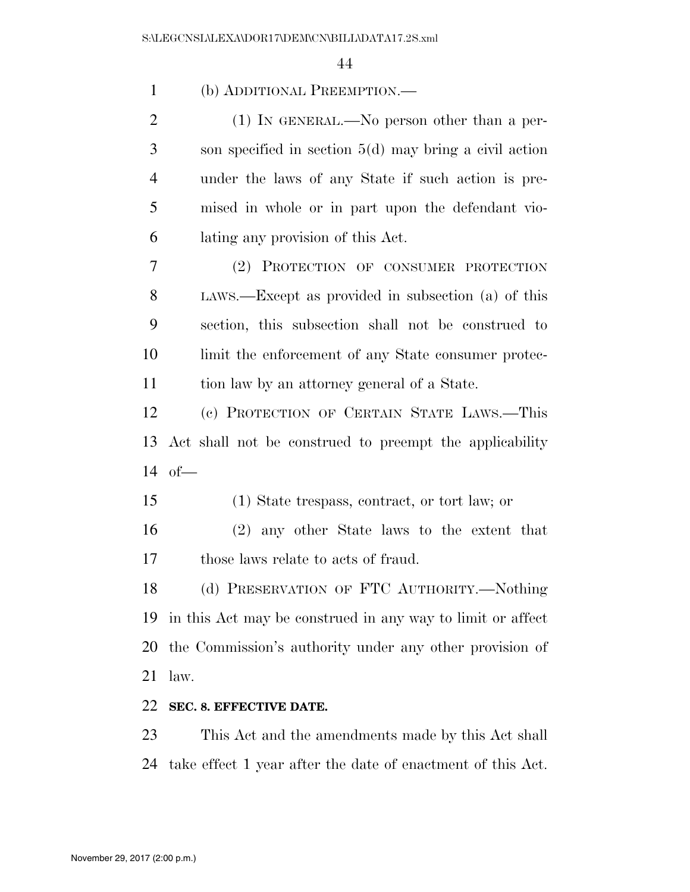(b) ADDITIONAL PREEMPTION.—

(1) IN GENERAL.—No person other than a person specified in section 5(d) may bring a civil action under the laws of any State if such action is premised in whole or in part upon the defendant violating any provision of this Act.

(2) PROTECTION OF CONSUMER PROTECTION LAWS.—Except as provided in subsection (a) of this section, this subsection shall not be construed to limit the enforcement of any State consumer protection law by an attorney general of a State.

(c) PROTECTION OF CERTAIN STATE LAWS.—This Act shall not be construed to preempt the applicability of—

(1) State trespass, contract, or tort law; or

(2) any other State laws to the extent that those laws relate to acts of fraud.

(d) PRESERVATION OF FTC AUTHORITY.—Nothing in this Act may be construed in any way to limit or affect the Commission's authority under any other provision of law.

**SEC. 8. EFFECTIVE DATE.**

This Act and the amendments made by this Act shall take effect 1 year after the date of enactment of this Act.